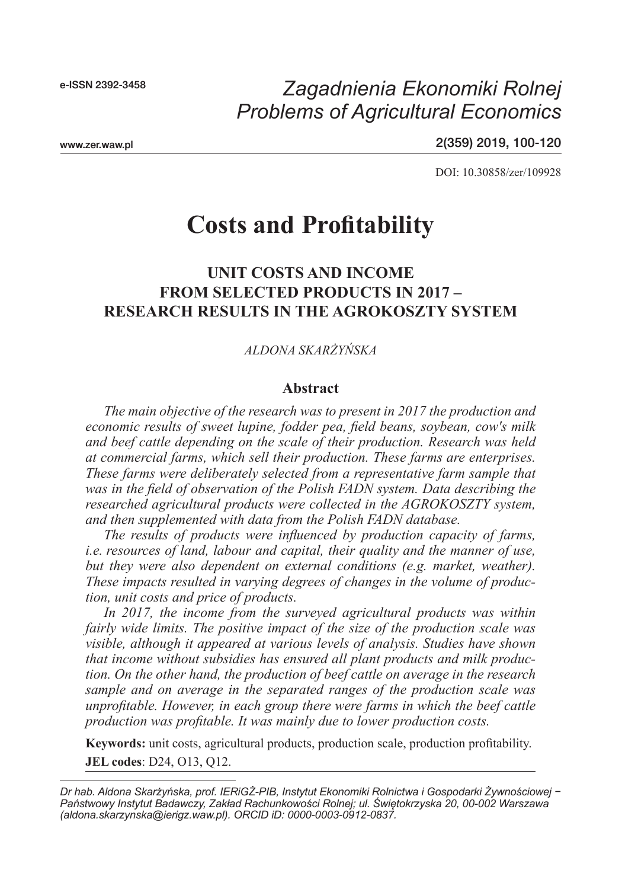e-ISSN 2392-3458

*Zagadnienia Ekonomiki Rolnej*
*Problems of Agricultural Economics*

www.zer.waw.pl

2(359) 2019, 100-120

DOI: 10.30858/zer/109928

# Costs and Profitability

## UNIT COSTS AND INCOME FROM SELECTED PRODUCTS IN 2017 – RESEARCH RESULTS IN THE AGROKOSZTY SYSTEM

*ALDONA SKARŻYŃSKA*

### Abstract

*The main objective of the research was to present in 2017 the production and economic results of sweet lupine, fodder pea, field beans, soybean, cow's milk and beef cattle depending on the scale of their production. Research was held at commercial farms, which sell their production. These farms are enterprises. These farms were deliberately selected from a representative farm sample that was in the field of observation of the Polish FADN system. Data describing the researched agricultural products were collected in the AGROKOSZTY system, and then supplemented with data from the Polish FADN database.*

*The results of products were influenced by production capacity of farms, i.e. resources of land, labour and capital, their quality and the manner of use, but they were also dependent on external conditions (e.g. market, weather). These impacts resulted in varying degrees of changes in the volume of production, unit costs and price of products.*

*In 2017, the income from the surveyed agricultural products was within fairly wide limits. The positive impact of the size of the production scale was visible, although it appeared at various levels of analysis. Studies have shown that income without subsidies has ensured all plant products and milk production. On the other hand, the production of beef cattle on average in the research sample and on average in the separated ranges of the production scale was unprofitable. However, in each group there were farms in which the beef cattle production was profitable. It was mainly due to lower production costs.*

**Keywords:** unit costs, agricultural products, production scale, production profitability.

**JEL codes**: D24, O13, Q12.

---

*Dr hab. Aldona Skarżyńska, prof. IERiGŻ-PIB, Instytut Ekonomiki Rolnictwa i Gospodarki Żywnościowej − Państwowy Instytut Badawczy, Zakład Rachunkowości Rolnej; ul. Świętokrzyska 20, 00-002 Warszawa (aldona.skarzynska@ierigz.waw.pl). ORCID iD: 0000-0003-0912-0837.*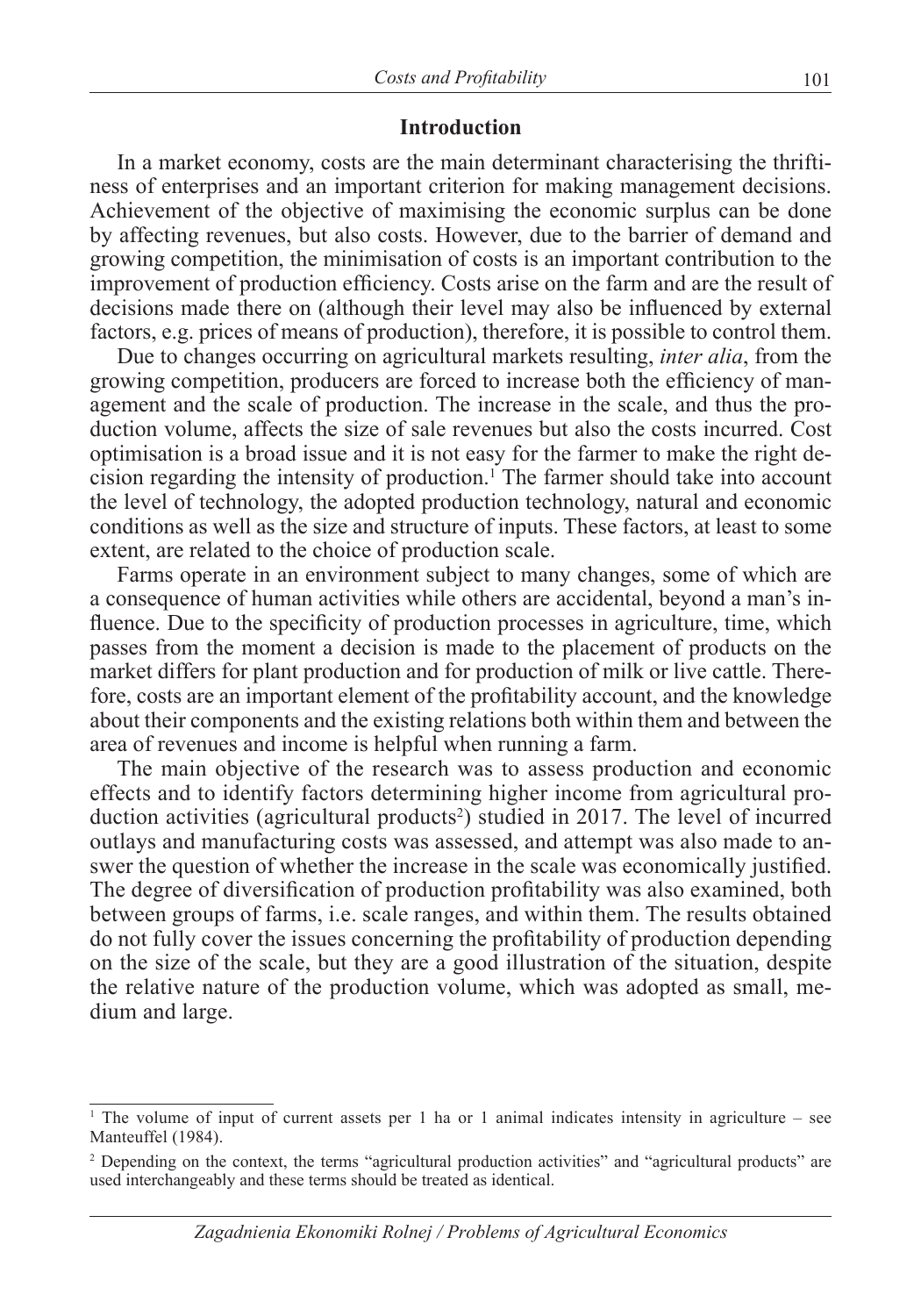## Introduction

In a market economy, costs are the main determinant characterising the thriftiness of enterprises and an important criterion for making management decisions. Achievement of the objective of maximising the economic surplus can be done by affecting revenues, but also costs. However, due to the barrier of demand and growing competition, the minimisation of costs is an important contribution to the improvement of production efficiency. Costs arise on the farm and are the result of decisions made there on (although their level may also be influenced by external factors, e.g. prices of means of production), therefore, it is possible to control them.

Due to changes occurring on agricultural markets resulting, *inter alia*, from the growing competition, producers are forced to increase both the efficiency of management and the scale of production. The increase in the scale, and thus the production volume, affects the size of sale revenues but also the costs incurred. Cost optimisation is a broad issue and it is not easy for the farmer to make the right decision regarding the intensity of production.[1] The farmer should take into account the level of technology, the adopted production technology, natural and economic conditions as well as the size and structure of inputs. These factors, at least to some extent, are related to the choice of production scale.

Farms operate in an environment subject to many changes, some of which are a consequence of human activities while others are accidental, beyond a man's influence. Due to the specificity of production processes in agriculture, time, which passes from the moment a decision is made to the placement of products on the market differs for plant production and for production of milk or live cattle. Therefore, costs are an important element of the profitability account, and the knowledge about their components and the existing relations both within them and between the area of revenues and income is helpful when running a farm.

The main objective of the research was to assess production and economic effects and to identify factors determining higher income from agricultural production activities (agricultural products[2]) studied in 2017. The level of incurred outlays and manufacturing costs was assessed, and attempt was also made to answer the question of whether the increase in the scale was economically justified. The degree of diversification of production profitability was also examined, both between groups of farms, i.e. scale ranges, and within them. The results obtained do not fully cover the issues concerning the profitability of production depending on the size of the scale, but they are a good illustration of the situation, despite the relative nature of the production volume, which was adopted as small, medium and large.

---

[1] The volume of input of current assets per 1 ha or 1 animal indicates intensity in agriculture – see Manteuffel (1984).

[2] Depending on the context, the terms "agricultural production activities" and "agricultural products" are used interchangeably and these terms should be treated as identical.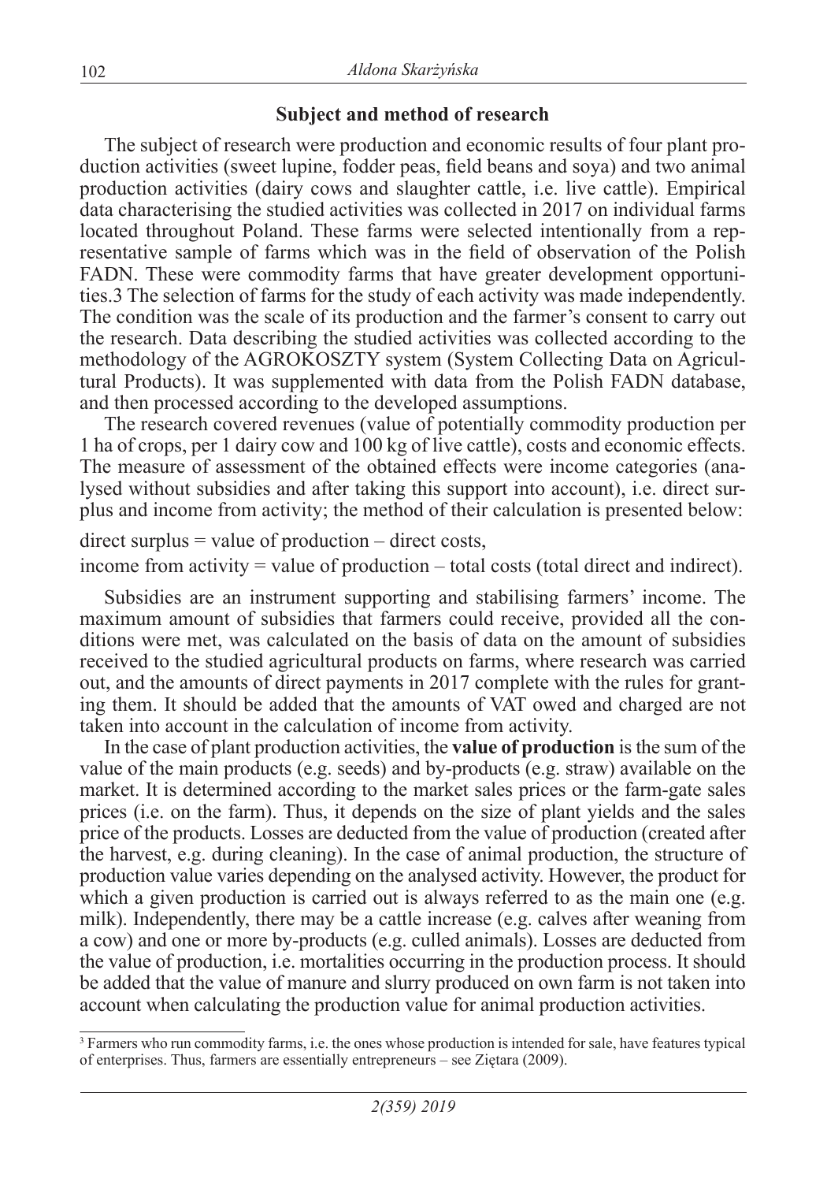## Subject and method of research

The subject of research were production and economic results of four plant production activities (sweet lupine, fodder peas, field beans and soya) and two animal production activities (dairy cows and slaughter cattle, i.e. live cattle). Empirical data characterising the studied activities was collected in 2017 on individual farms located throughout Poland. These farms were selected intentionally from a representative sample of farms which was in the field of observation of the Polish FADN. These were commodity farms that have greater development opportunities.[3] The selection of farms for the study of each activity was made independently. The condition was the scale of its production and the farmer's consent to carry out the research. Data describing the studied activities was collected according to the methodology of the AGROKOSZTY system (System Collecting Data on Agricultural Products). It was supplemented with data from the Polish FADN database, and then processed according to the developed assumptions.

The research covered revenues (value of potentially commodity production per 1 ha of crops, per 1 dairy cow and 100 kg of live cattle), costs and economic effects. The measure of assessment of the obtained effects were income categories (analysed without subsidies and after taking this support into account), i.e. direct surplus and income from activity; the method of their calculation is presented below:

direct surplus = value of production – direct costs,

income from activity = value of production – total costs (total direct and indirect).

Subsidies are an instrument supporting and stabilising farmers' income. The maximum amount of subsidies that farmers could receive, provided all the conditions were met, was calculated on the basis of data on the amount of subsidies received to the studied agricultural products on farms, where research was carried out, and the amounts of direct payments in 2017 complete with the rules for granting them. It should be added that the amounts of VAT owed and charged are not taken into account in the calculation of income from activity.

In the case of plant production activities, the **value of production** is the sum of the value of the main products (e.g. seeds) and by-products (e.g. straw) available on the market. It is determined according to the market sales prices or the farm-gate sales prices (i.e. on the farm). Thus, it depends on the size of plant yields and the sales price of the products. Losses are deducted from the value of production (created after the harvest, e.g. during cleaning). In the case of animal production, the structure of production value varies depending on the analysed activity. However, the product for which a given production is carried out is always referred to as the main one (e.g. milk). Independently, there may be a cattle increase (e.g. calves after weaning from a cow) and one or more by-products (e.g. culled animals). Losses are deducted from the value of production, i.e. mortalities occurring in the production process. It should be added that the value of manure and slurry produced on own farm is not taken into account when calculating the production value for animal production activities.

[3] Farmers who run commodity farms, i.e. the ones whose production is intended for sale, have features typical of enterprises. Thus, farmers are essentially entrepreneurs – see Ziętara (2009).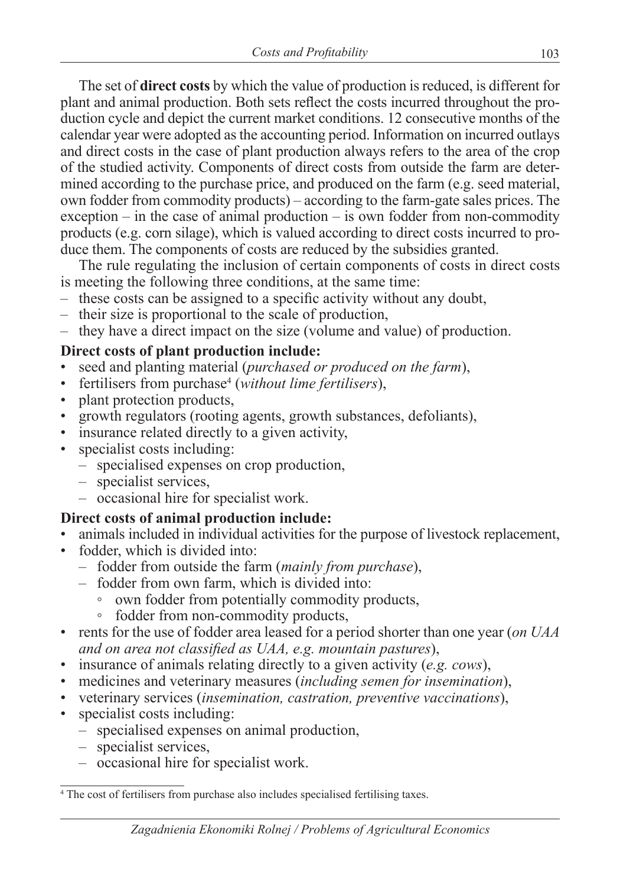The set of **direct costs** by which the value of production is reduced, is different for plant and animal production. Both sets reflect the costs incurred throughout the production cycle and depict the current market conditions. 12 consecutive months of the calendar year were adopted as the accounting period. Information on incurred outlays and direct costs in the case of plant production always refers to the area of the crop of the studied activity. Components of direct costs from outside the farm are determined according to the purchase price, and produced on the farm (e.g. seed material, own fodder from commodity products) – according to the farm-gate sales prices. The exception – in the case of animal production – is own fodder from non-commodity products (e.g. corn silage), which is valued according to direct costs incurred to produce them. The components of costs are reduced by the subsidies granted.

The rule regulating the inclusion of certain components of costs in direct costs is meeting the following three conditions, at the same time:

- these costs can be assigned to a specific activity without any doubt,
- their size is proportional to the scale of production,
- they have a direct impact on the size (volume and value) of production.

**Direct costs of plant production include:**

- seed and planting material (*purchased or produced on the farm*),
- fertilisers from purchase[4] (*without lime fertilisers*),
- plant protection products,
- growth regulators (rooting agents, growth substances, defoliants),
- insurance related directly to a given activity,
- specialist costs including:
  - specialised expenses on crop production,
  - specialist services,
  - occasional hire for specialist work.

**Direct costs of animal production include:**

- animals included in individual activities for the purpose of livestock replacement,
- fodder, which is divided into:
  - fodder from outside the farm (*mainly from purchase*),
  - fodder from own farm, which is divided into:
    - own fodder from potentially commodity products,
    - fodder from non-commodity products,
- rents for the use of fodder area leased for a period shorter than one year (*on UAA and on area not classified as UAA, e.g. mountain pastures*),
- insurance of animals relating directly to a given activity (*e.g. cows*),
- medicines and veterinary measures (*including semen for insemination*),
- veterinary services (*insemination, castration, preventive vaccinations*),
- specialist costs including:
  - specialised expenses on animal production,
  - specialist services,
  - occasional hire for specialist work.

[4] The cost of fertilisers from purchase also includes specialised fertilising taxes.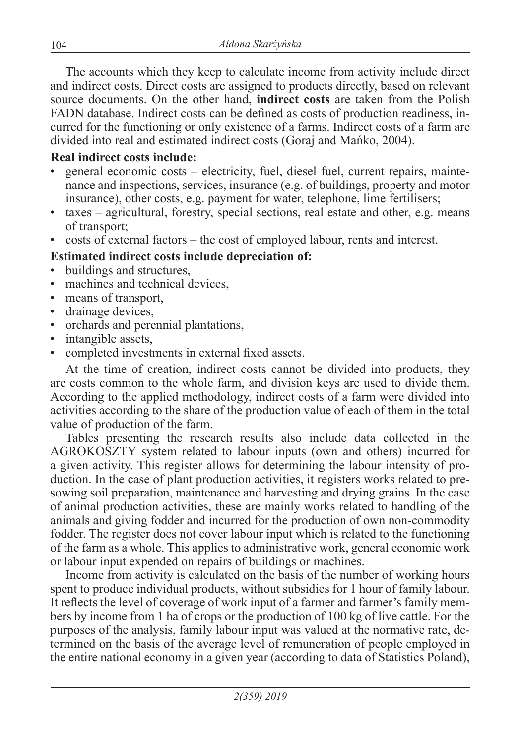The accounts which they keep to calculate income from activity include direct and indirect costs. Direct costs are assigned to products directly, based on relevant source documents. On the other hand, **indirect costs** are taken from the Polish FADN database. Indirect costs can be defined as costs of production readiness, incurred for the functioning or only existence of a farms. Indirect costs of a farm are divided into real and estimated indirect costs (Goraj and Mańko, 2004).

**Real indirect costs include:**

- general economic costs – electricity, fuel, diesel fuel, current repairs, maintenance and inspections, services, insurance (e.g. of buildings, property and motor insurance), other costs, e.g. payment for water, telephone, lime fertilisers;
- taxes – agricultural, forestry, special sections, real estate and other, e.g. means of transport;
- costs of external factors – the cost of employed labour, rents and interest.

**Estimated indirect costs include depreciation of:**

- buildings and structures,
- machines and technical devices,
- means of transport,
- drainage devices,
- orchards and perennial plantations,
- intangible assets,
- completed investments in external fixed assets.

At the time of creation, indirect costs cannot be divided into products, they are costs common to the whole farm, and division keys are used to divide them. According to the applied methodology, indirect costs of a farm were divided into activities according to the share of the production value of each of them in the total value of production of the farm.

Tables presenting the research results also include data collected in the AGROKOSZTY system related to labour inputs (own and others) incurred for a given activity. This register allows for determining the labour intensity of production. In the case of plant production activities, it registers works related to presowing soil preparation, maintenance and harvesting and drying grains. In the case of animal production activities, these are mainly works related to handling of the animals and giving fodder and incurred for the production of own non-commodity fodder. The register does not cover labour input which is related to the functioning of the farm as a whole. This applies to administrative work, general economic work or labour input expended on repairs of buildings or machines.

Income from activity is calculated on the basis of the number of working hours spent to produce individual products, without subsidies for 1 hour of family labour. It reflects the level of coverage of work input of a farmer and farmer's family members by income from 1 ha of crops or the production of 100 kg of live cattle. For the purposes of the analysis, family labour input was valued at the normative rate, determined on the basis of the average level of remuneration of people employed in the entire national economy in a given year (according to data of Statistics Poland),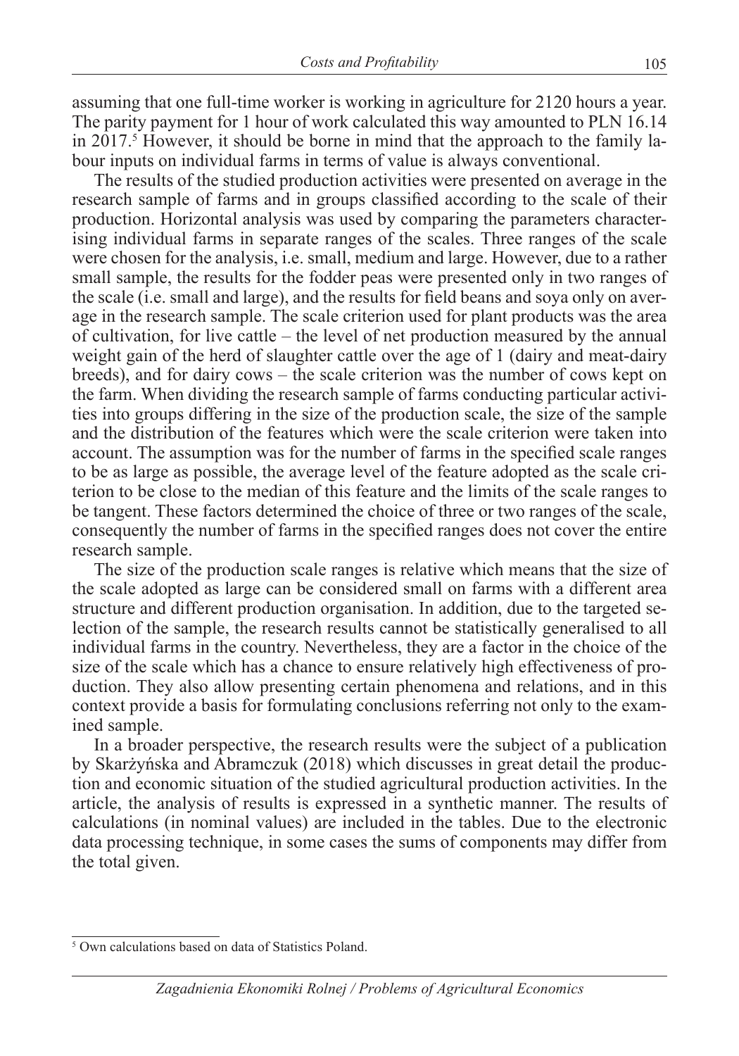assuming that one full-time worker is working in agriculture for 2120 hours a year. The parity payment for 1 hour of work calculated this way amounted to PLN 16.14 in 2017.[5] However, it should be borne in mind that the approach to the family labour inputs on individual farms in terms of value is always conventional.

The results of the studied production activities were presented on average in the research sample of farms and in groups classified according to the scale of their production. Horizontal analysis was used by comparing the parameters characterising individual farms in separate ranges of the scales. Three ranges of the scale were chosen for the analysis, i.e. small, medium and large. However, due to a rather small sample, the results for the fodder peas were presented only in two ranges of the scale (i.e. small and large), and the results for field beans and soya only on average in the research sample. The scale criterion used for plant products was the area of cultivation, for live cattle – the level of net production measured by the annual weight gain of the herd of slaughter cattle over the age of 1 (dairy and meat-dairy breeds), and for dairy cows – the scale criterion was the number of cows kept on the farm. When dividing the research sample of farms conducting particular activities into groups differing in the size of the production scale, the size of the sample and the distribution of the features which were the scale criterion were taken into account. The assumption was for the number of farms in the specified scale ranges to be as large as possible, the average level of the feature adopted as the scale criterion to be close to the median of this feature and the limits of the scale ranges to be tangent. These factors determined the choice of three or two ranges of the scale, consequently the number of farms in the specified ranges does not cover the entire research sample.

The size of the production scale ranges is relative which means that the size of the scale adopted as large can be considered small on farms with a different area structure and different production organisation. In addition, due to the targeted selection of the sample, the research results cannot be statistically generalised to all individual farms in the country. Nevertheless, they are a factor in the choice of the size of the scale which has a chance to ensure relatively high effectiveness of production. They also allow presenting certain phenomena and relations, and in this context provide a basis for formulating conclusions referring not only to the examined sample.

In a broader perspective, the research results were the subject of a publication by Skarżyńska and Abramczuk (2018) which discusses in great detail the production and economic situation of the studied agricultural production activities. In the article, the analysis of results is expressed in a synthetic manner. The results of calculations (in nominal values) are included in the tables. Due to the electronic data processing technique, in some cases the sums of components may differ from the total given.

---

[5] Own calculations based on data of Statistics Poland.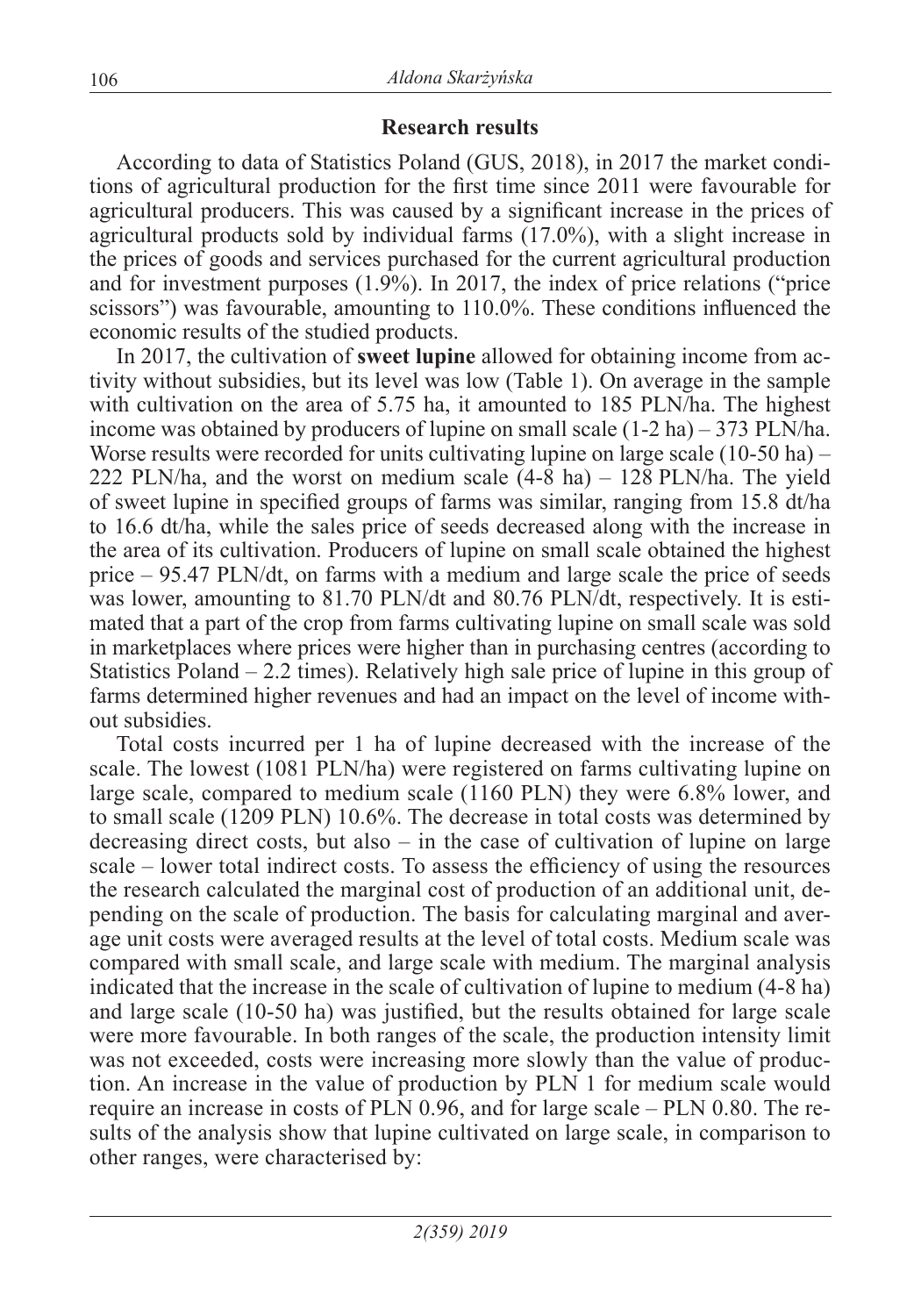## Research results

According to data of Statistics Poland (GUS, 2018), in 2017 the market conditions of agricultural production for the first time since 2011 were favourable for agricultural producers. This was caused by a significant increase in the prices of agricultural products sold by individual farms (17.0%), with a slight increase in the prices of goods and services purchased for the current agricultural production and for investment purposes (1.9%). In 2017, the index of price relations ("price scissors") was favourable, amounting to 110.0%. These conditions influenced the economic results of the studied products.

In 2017, the cultivation of **sweet lupine** allowed for obtaining income from activity without subsidies, but its level was low (Table 1). On average in the sample with cultivation on the area of 5.75 ha, it amounted to 185 PLN/ha. The highest income was obtained by producers of lupine on small scale (1-2 ha) – 373 PLN/ha. Worse results were recorded for units cultivating lupine on large scale (10-50 ha) – 222 PLN/ha, and the worst on medium scale (4-8 ha) – 128 PLN/ha. The yield of sweet lupine in specified groups of farms was similar, ranging from 15.8 dt/ha to 16.6 dt/ha, while the sales price of seeds decreased along with the increase in the area of its cultivation. Producers of lupine on small scale obtained the highest price – 95.47 PLN/dt, on farms with a medium and large scale the price of seeds was lower, amounting to 81.70 PLN/dt and 80.76 PLN/dt, respectively. It is estimated that a part of the crop from farms cultivating lupine on small scale was sold in marketplaces where prices were higher than in purchasing centres (according to Statistics Poland – 2.2 times). Relatively high sale price of lupine in this group of farms determined higher revenues and had an impact on the level of income without subsidies.

Total costs incurred per 1 ha of lupine decreased with the increase of the scale. The lowest (1081 PLN/ha) were registered on farms cultivating lupine on large scale, compared to medium scale (1160 PLN) they were 6.8% lower, and to small scale (1209 PLN) 10.6%. The decrease in total costs was determined by decreasing direct costs, but also – in the case of cultivation of lupine on large scale – lower total indirect costs. To assess the efficiency of using the resources the research calculated the marginal cost of production of an additional unit, depending on the scale of production. The basis for calculating marginal and average unit costs were averaged results at the level of total costs. Medium scale was compared with small scale, and large scale with medium. The marginal analysis indicated that the increase in the scale of cultivation of lupine to medium (4-8 ha) and large scale (10-50 ha) was justified, but the results obtained for large scale were more favourable. In both ranges of the scale, the production intensity limit was not exceeded, costs were increasing more slowly than the value of production. An increase in the value of production by PLN 1 for medium scale would require an increase in costs of PLN 0.96, and for large scale – PLN 0.80. The results of the analysis show that lupine cultivated on large scale, in comparison to other ranges, were characterised by: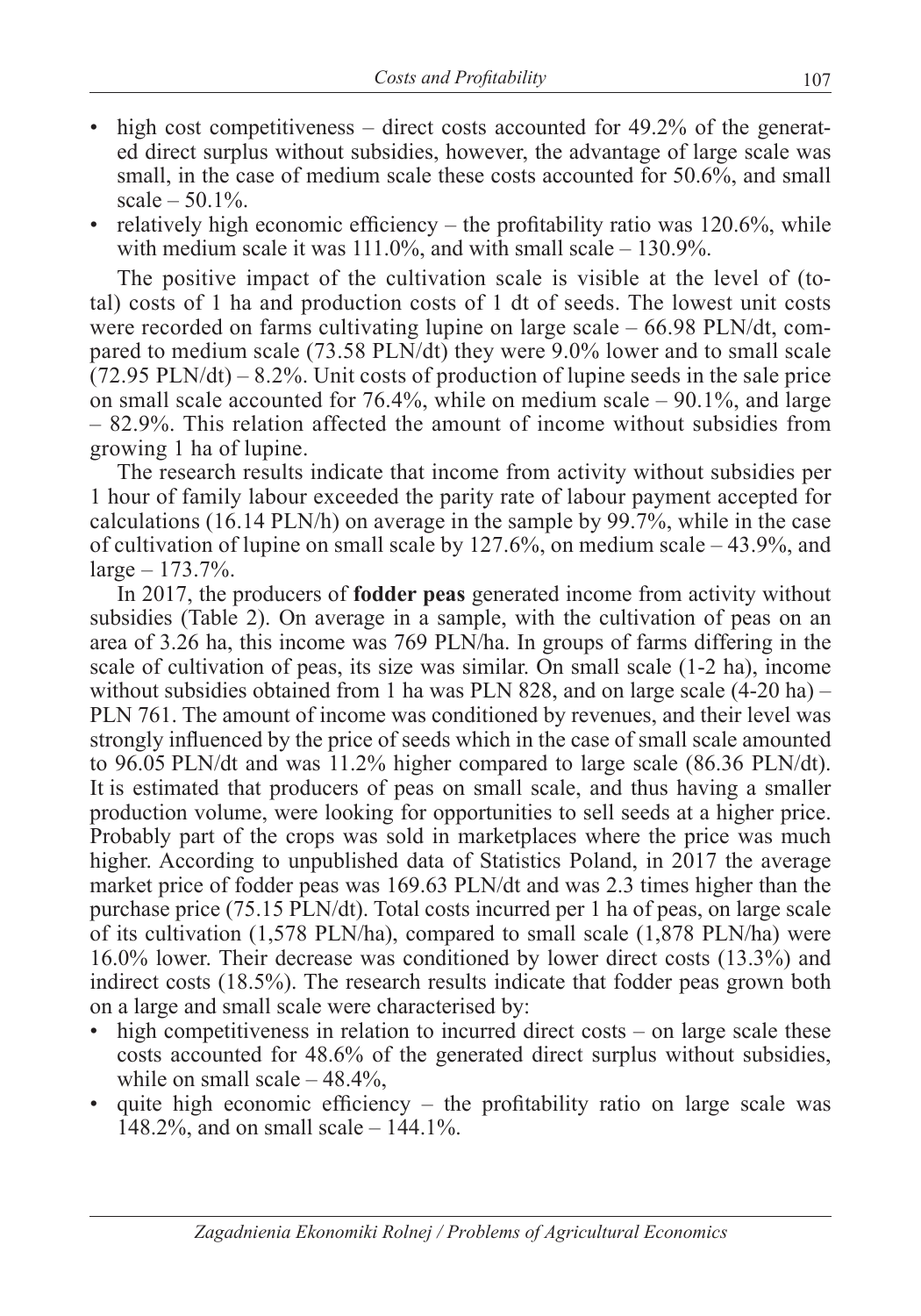- high cost competitiveness – direct costs accounted for 49.2% of the generated direct surplus without subsidies, however, the advantage of large scale was small, in the case of medium scale these costs accounted for 50.6%, and small scale – 50.1%.
- relatively high economic efficiency – the profitability ratio was 120.6%, while with medium scale it was 111.0%, and with small scale – 130.9%.

The positive impact of the cultivation scale is visible at the level of (total) costs of 1 ha and production costs of 1 dt of seeds. The lowest unit costs were recorded on farms cultivating lupine on large scale – 66.98 PLN/dt, compared to medium scale (73.58 PLN/dt) they were 9.0% lower and to small scale (72.95 PLN/dt) – 8.2%. Unit costs of production of lupine seeds in the sale price on small scale accounted for 76.4%, while on medium scale – 90.1%, and large – 82.9%. This relation affected the amount of income without subsidies from growing 1 ha of lupine.

The research results indicate that income from activity without subsidies per 1 hour of family labour exceeded the parity rate of labour payment accepted for calculations (16.14 PLN/h) on average in the sample by 99.7%, while in the case of cultivation of lupine on small scale by 127.6%, on medium scale – 43.9%, and large – 173.7%.

In 2017, the producers of **fodder peas** generated income from activity without subsidies (Table 2). On average in a sample, with the cultivation of peas on an area of 3.26 ha, this income was 769 PLN/ha. In groups of farms differing in the scale of cultivation of peas, its size was similar. On small scale (1-2 ha), income without subsidies obtained from 1 ha was PLN 828, and on large scale (4-20 ha) – PLN 761. The amount of income was conditioned by revenues, and their level was strongly influenced by the price of seeds which in the case of small scale amounted to 96.05 PLN/dt and was 11.2% higher compared to large scale (86.36 PLN/dt). It is estimated that producers of peas on small scale, and thus having a smaller production volume, were looking for opportunities to sell seeds at a higher price. Probably part of the crops was sold in marketplaces where the price was much higher. According to unpublished data of Statistics Poland, in 2017 the average market price of fodder peas was 169.63 PLN/dt and was 2.3 times higher than the purchase price (75.15 PLN/dt). Total costs incurred per 1 ha of peas, on large scale of its cultivation (1,578 PLN/ha), compared to small scale (1,878 PLN/ha) were 16.0% lower. Their decrease was conditioned by lower direct costs (13.3%) and indirect costs (18.5%). The research results indicate that fodder peas grown both on a large and small scale were characterised by:

- high competitiveness in relation to incurred direct costs – on large scale these costs accounted for 48.6% of the generated direct surplus without subsidies, while on small scale – 48.4%,
- quite high economic efficiency – the profitability ratio on large scale was 148.2%, and on small scale – 144.1%.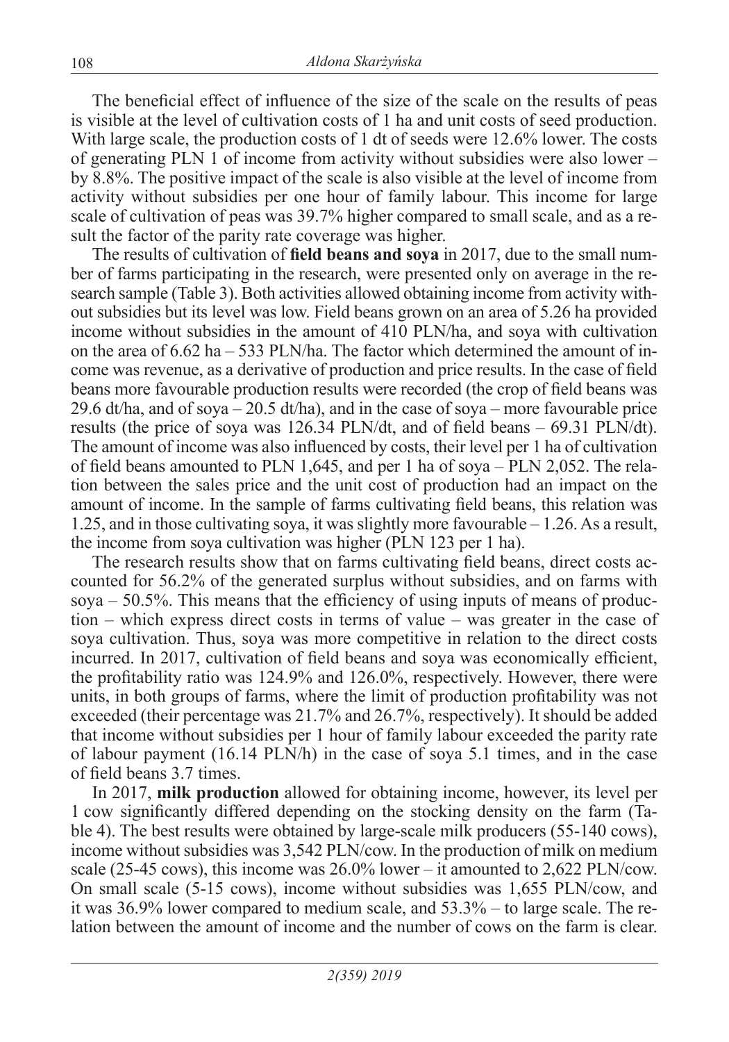The beneficial effect of influence of the size of the scale on the results of peas is visible at the level of cultivation costs of 1 ha and unit costs of seed production. With large scale, the production costs of 1 dt of seeds were 12.6% lower. The costs of generating PLN 1 of income from activity without subsidies were also lower – by 8.8%. The positive impact of the scale is also visible at the level of income from activity without subsidies per one hour of family labour. This income for large scale of cultivation of peas was 39.7% higher compared to small scale, and as a result the factor of the parity rate coverage was higher.

The results of cultivation of **field beans and soya** in 2017, due to the small number of farms participating in the research, were presented only on average in the research sample (Table 3). Both activities allowed obtaining income from activity without subsidies but its level was low. Field beans grown on an area of 5.26 ha provided income without subsidies in the amount of 410 PLN/ha, and soya with cultivation on the area of 6.62 ha – 533 PLN/ha. The factor which determined the amount of income was revenue, as a derivative of production and price results. In the case of field beans more favourable production results were recorded (the crop of field beans was 29.6 dt/ha, and of soya – 20.5 dt/ha), and in the case of soya – more favourable price results (the price of soya was 126.34 PLN/dt, and of field beans – 69.31 PLN/dt). The amount of income was also influenced by costs, their level per 1 ha of cultivation of field beans amounted to PLN 1,645, and per 1 ha of soya – PLN 2,052. The relation between the sales price and the unit cost of production had an impact on the amount of income. In the sample of farms cultivating field beans, this relation was 1.25, and in those cultivating soya, it was slightly more favourable – 1.26. As a result, the income from soya cultivation was higher (PLN 123 per 1 ha).

The research results show that on farms cultivating field beans, direct costs accounted for 56.2% of the generated surplus without subsidies, and on farms with soya – 50.5%. This means that the efficiency of using inputs of means of production – which express direct costs in terms of value – was greater in the case of soya cultivation. Thus, soya was more competitive in relation to the direct costs incurred. In 2017, cultivation of field beans and soya was economically efficient, the profitability ratio was 124.9% and 126.0%, respectively. However, there were units, in both groups of farms, where the limit of production profitability was not exceeded (their percentage was 21.7% and 26.7%, respectively). It should be added that income without subsidies per 1 hour of family labour exceeded the parity rate of labour payment (16.14 PLN/h) in the case of soya 5.1 times, and in the case of field beans 3.7 times.

In 2017, **milk production** allowed for obtaining income, however, its level per 1 cow significantly differed depending on the stocking density on the farm (Table 4). The best results were obtained by large-scale milk producers (55-140 cows), income without subsidies was 3,542 PLN/cow. In the production of milk on medium scale (25-45 cows), this income was 26.0% lower – it amounted to 2,622 PLN/cow. On small scale (5-15 cows), income without subsidies was 1,655 PLN/cow, and it was 36.9% lower compared to medium scale, and 53.3% – to large scale. The relation between the amount of income and the number of cows on the farm is clear.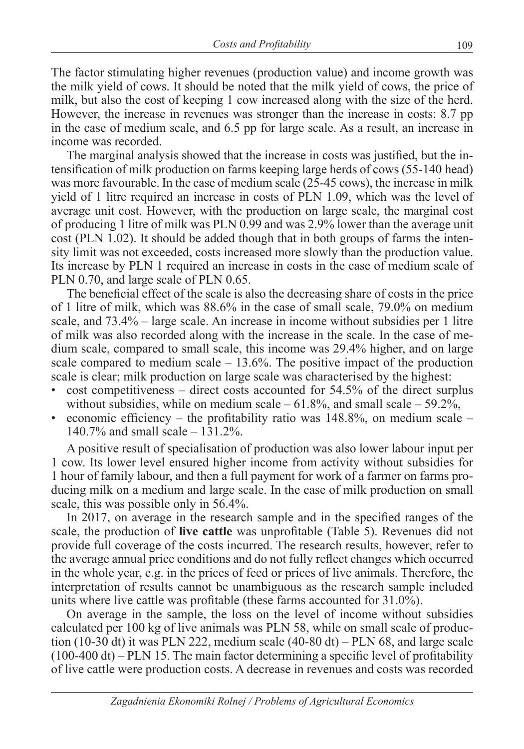The factor stimulating higher revenues (production value) and income growth was the milk yield of cows. It should be noted that the milk yield of cows, the price of milk, but also the cost of keeping 1 cow increased along with the size of the herd. However, the increase in revenues was stronger than the increase in costs: 8.7 pp in the case of medium scale, and 6.5 pp for large scale. As a result, an increase in income was recorded.

The marginal analysis showed that the increase in costs was justified, but the intensification of milk production on farms keeping large herds of cows (55-140 head) was more favourable. In the case of medium scale (25-45 cows), the increase in milk yield of 1 litre required an increase in costs of PLN 1.09, which was the level of average unit cost. However, with the production on large scale, the marginal cost of producing 1 litre of milk was PLN 0.99 and was 2.9% lower than the average unit cost (PLN 1.02). It should be added though that in both groups of farms the intensity limit was not exceeded, costs increased more slowly than the production value. Its increase by PLN 1 required an increase in costs in the case of medium scale of PLN 0.70, and large scale of PLN 0.65.

The beneficial effect of the scale is also the decreasing share of costs in the price of 1 litre of milk, which was 88.6% in the case of small scale, 79.0% on medium scale, and 73.4% – large scale. An increase in income without subsidies per 1 litre of milk was also recorded along with the increase in the scale. In the case of medium scale, compared to small scale, this income was 29.4% higher, and on large scale compared to medium scale – 13.6%. The positive impact of the production scale is clear; milk production on large scale was characterised by the highest:

- cost competitiveness – direct costs accounted for 54.5% of the direct surplus without subsidies, while on medium scale – 61.8%, and small scale – 59.2%,
- economic efficiency – the profitability ratio was 148.8%, on medium scale – 140.7% and small scale – 131.2%.

A positive result of specialisation of production was also lower labour input per 1 cow. Its lower level ensured higher income from activity without subsidies for 1 hour of family labour, and then a full payment for work of a farmer on farms producing milk on a medium and large scale. In the case of milk production on small scale, this was possible only in 56.4%.

In 2017, on average in the research sample and in the specified ranges of the scale, the production of **live cattle** was unprofitable (Table 5). Revenues did not provide full coverage of the costs incurred. The research results, however, refer to the average annual price conditions and do not fully reflect changes which occurred in the whole year, e.g. in the prices of feed or prices of live animals. Therefore, the interpretation of results cannot be unambiguous as the research sample included units where live cattle was profitable (these farms accounted for 31.0%).

On average in the sample, the loss on the level of income without subsidies calculated per 100 kg of live animals was PLN 58, while on small scale of production (10-30 dt) it was PLN 222, medium scale (40-80 dt) – PLN 68, and large scale (100-400 dt) – PLN 15. The main factor determining a specific level of profitability of live cattle were production costs. A decrease in revenues and costs was recorded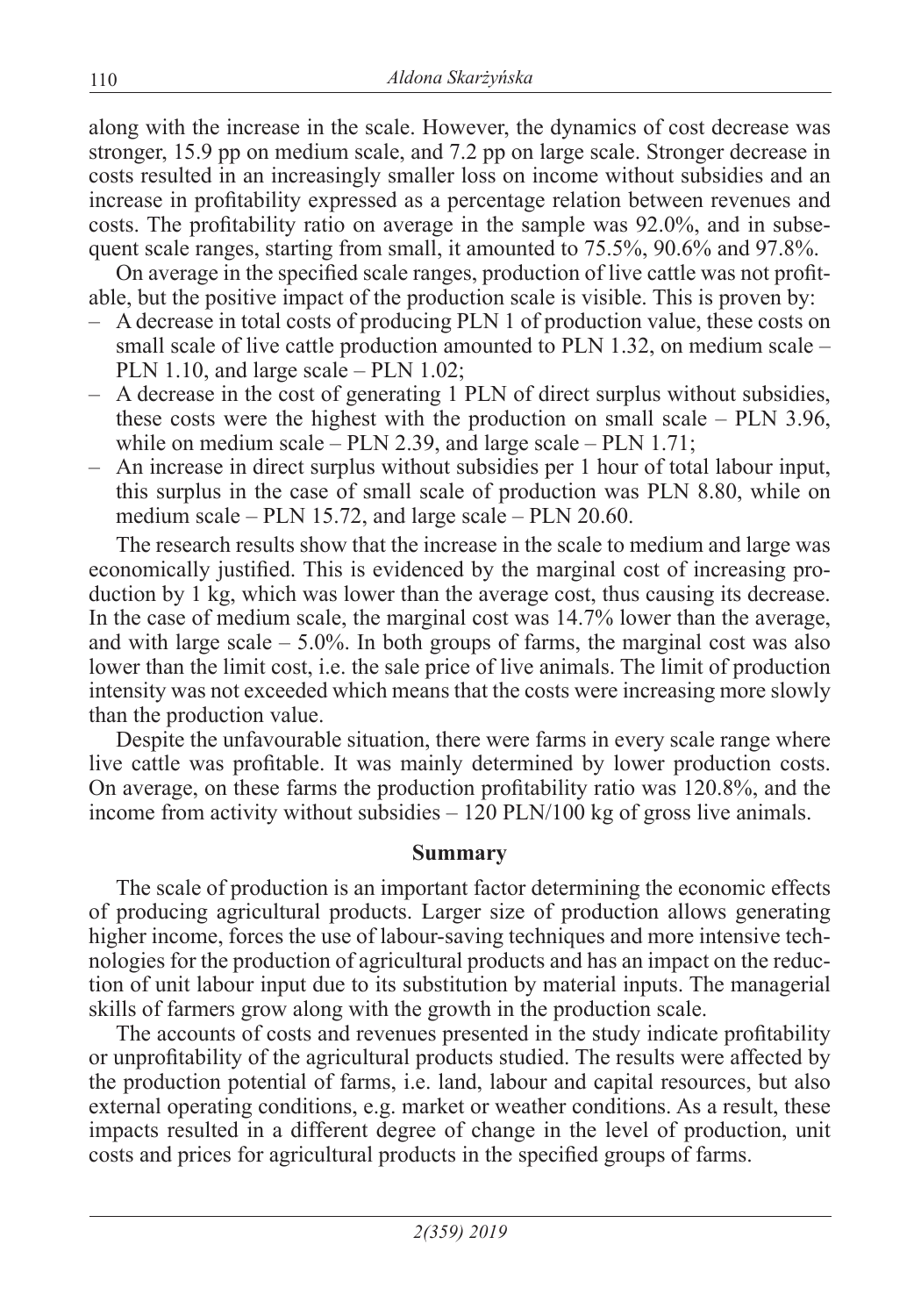along with the increase in the scale. However, the dynamics of cost decrease was stronger, 15.9 pp on medium scale, and 7.2 pp on large scale. Stronger decrease in costs resulted in an increasingly smaller loss on income without subsidies and an increase in profitability expressed as a percentage relation between revenues and costs. The profitability ratio on average in the sample was 92.0%, and in subsequent scale ranges, starting from small, it amounted to 75.5%, 90.6% and 97.8%.

On average in the specified scale ranges, production of live cattle was not profitable, but the positive impact of the production scale is visible. This is proven by:

– A decrease in total costs of producing PLN 1 of production value, these costs on small scale of live cattle production amounted to PLN 1.32, on medium scale – PLN 1.10, and large scale – PLN 1.02;
– A decrease in the cost of generating 1 PLN of direct surplus without subsidies, these costs were the highest with the production on small scale – PLN 3.96, while on medium scale – PLN 2.39, and large scale – PLN 1.71;
– An increase in direct surplus without subsidies per 1 hour of total labour input, this surplus in the case of small scale of production was PLN 8.80, while on medium scale – PLN 15.72, and large scale – PLN 20.60.

The research results show that the increase in the scale to medium and large was economically justified. This is evidenced by the marginal cost of increasing production by 1 kg, which was lower than the average cost, thus causing its decrease. In the case of medium scale, the marginal cost was 14.7% lower than the average, and with large scale – 5.0%. In both groups of farms, the marginal cost was also lower than the limit cost, i.e. the sale price of live animals. The limit of production intensity was not exceeded which means that the costs were increasing more slowly than the production value.

Despite the unfavourable situation, there were farms in every scale range where live cattle was profitable. It was mainly determined by lower production costs. On average, on these farms the production profitability ratio was 120.8%, and the income from activity without subsidies – 120 PLN/100 kg of gross live animals.

## Summary

The scale of production is an important factor determining the economic effects of producing agricultural products. Larger size of production allows generating higher income, forces the use of labour-saving techniques and more intensive technologies for the production of agricultural products and has an impact on the reduction of unit labour input due to its substitution by material inputs. The managerial skills of farmers grow along with the growth in the production scale.

The accounts of costs and revenues presented in the study indicate profitability or unprofitability of the agricultural products studied. The results were affected by the production potential of farms, i.e. land, labour and capital resources, but also external operating conditions, e.g. market or weather conditions. As a result, these impacts resulted in a different degree of change in the level of production, unit costs and prices for agricultural products in the specified groups of farms.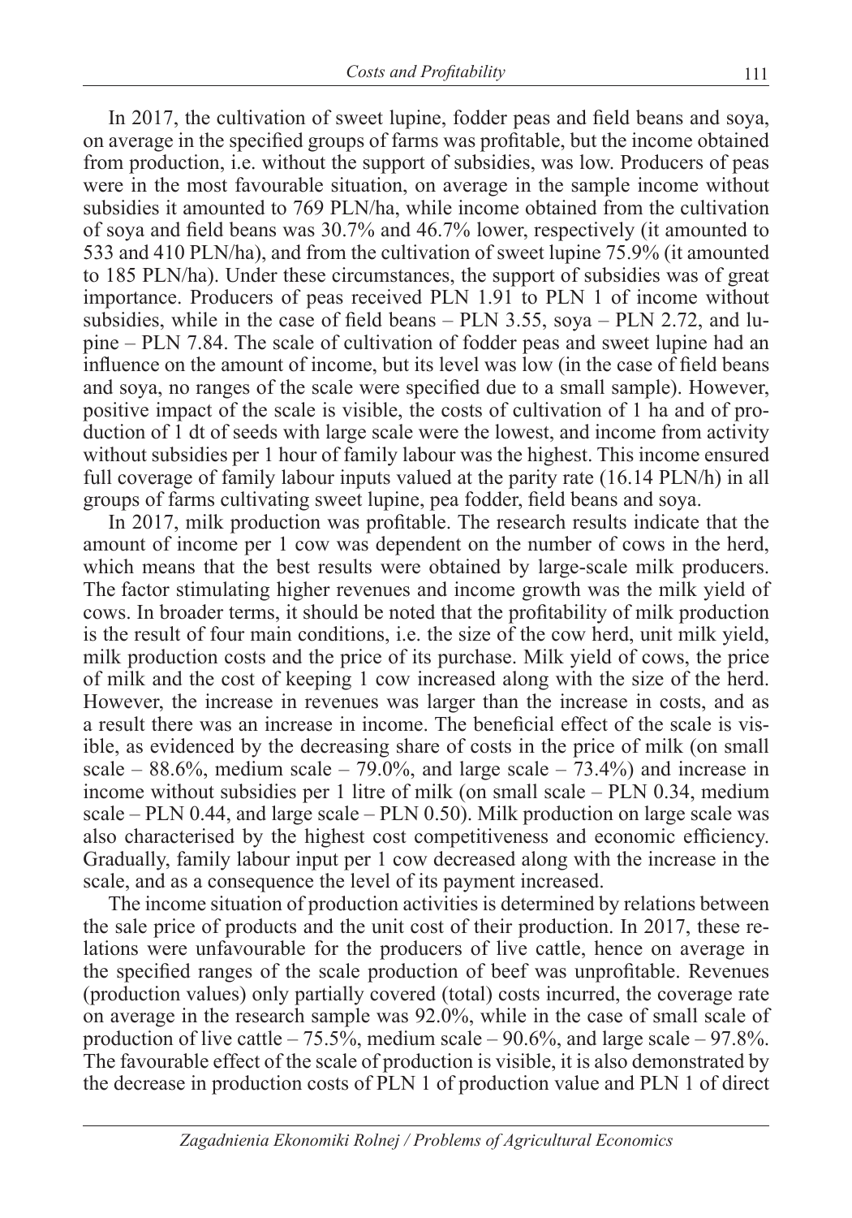In 2017, the cultivation of sweet lupine, fodder peas and field beans and soya, on average in the specified groups of farms was profitable, but the income obtained from production, i.e. without the support of subsidies, was low. Producers of peas were in the most favourable situation, on average in the sample income without subsidies it amounted to 769 PLN/ha, while income obtained from the cultivation of soya and field beans was 30.7% and 46.7% lower, respectively (it amounted to 533 and 410 PLN/ha), and from the cultivation of sweet lupine 75.9% (it amounted to 185 PLN/ha). Under these circumstances, the support of subsidies was of great importance. Producers of peas received PLN 1.91 to PLN 1 of income without subsidies, while in the case of field beans – PLN 3.55, soya – PLN 2.72, and lupine – PLN 7.84. The scale of cultivation of fodder peas and sweet lupine had an influence on the amount of income, but its level was low (in the case of field beans and soya, no ranges of the scale were specified due to a small sample). However, positive impact of the scale is visible, the costs of cultivation of 1 ha and of production of 1 dt of seeds with large scale were the lowest, and income from activity without subsidies per 1 hour of family labour was the highest. This income ensured full coverage of family labour inputs valued at the parity rate (16.14 PLN/h) in all groups of farms cultivating sweet lupine, pea fodder, field beans and soya.

In 2017, milk production was profitable. The research results indicate that the amount of income per 1 cow was dependent on the number of cows in the herd, which means that the best results were obtained by large-scale milk producers. The factor stimulating higher revenues and income growth was the milk yield of cows. In broader terms, it should be noted that the profitability of milk production is the result of four main conditions, i.e. the size of the cow herd, unit milk yield, milk production costs and the price of its purchase. Milk yield of cows, the price of milk and the cost of keeping 1 cow increased along with the size of the herd. However, the increase in revenues was larger than the increase in costs, and as a result there was an increase in income. The beneficial effect of the scale is visible, as evidenced by the decreasing share of costs in the price of milk (on small scale – 88.6%, medium scale – 79.0%, and large scale – 73.4%) and increase in income without subsidies per 1 litre of milk (on small scale – PLN 0.34, medium scale – PLN 0.44, and large scale – PLN 0.50). Milk production on large scale was also characterised by the highest cost competitiveness and economic efficiency. Gradually, family labour input per 1 cow decreased along with the increase in the scale, and as a consequence the level of its payment increased.

The income situation of production activities is determined by relations between the sale price of products and the unit cost of their production. In 2017, these relations were unfavourable for the producers of live cattle, hence on average in the specified ranges of the scale production of beef was unprofitable. Revenues (production values) only partially covered (total) costs incurred, the coverage rate on average in the research sample was 92.0%, while in the case of small scale of production of live cattle – 75.5%, medium scale – 90.6%, and large scale – 97.8%. The favourable effect of the scale of production is visible, it is also demonstrated by the decrease in production costs of PLN 1 of production value and PLN 1 of direct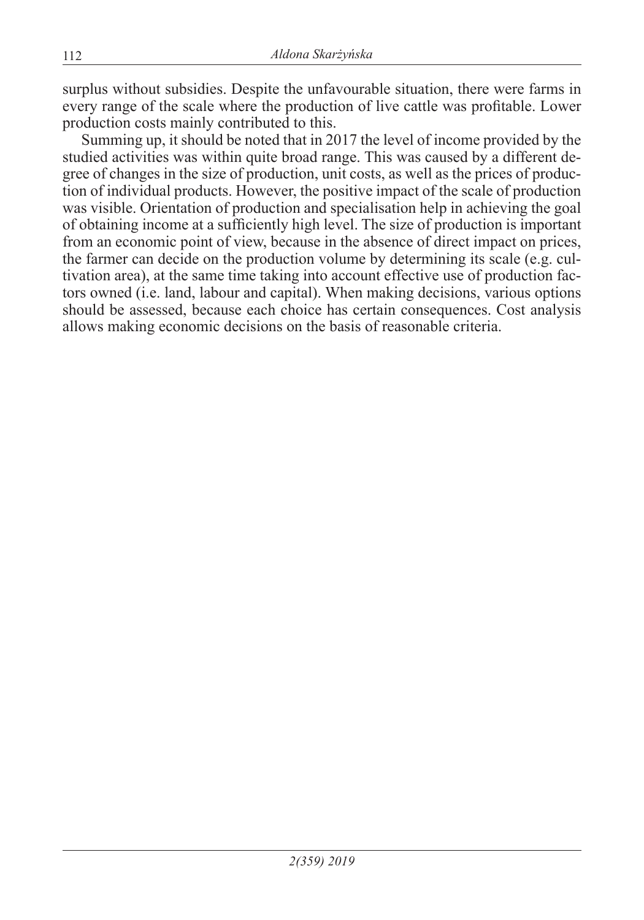surplus without subsidies. Despite the unfavourable situation, there were farms in every range of the scale where the production of live cattle was profitable. Lower production costs mainly contributed to this.

Summing up, it should be noted that in 2017 the level of income provided by the studied activities was within quite broad range. This was caused by a different degree of changes in the size of production, unit costs, as well as the prices of production of individual products. However, the positive impact of the scale of production was visible. Orientation of production and specialisation help in achieving the goal of obtaining income at a sufficiently high level. The size of production is important from an economic point of view, because in the absence of direct impact on prices, the farmer can decide on the production volume by determining its scale (e.g. cultivation area), at the same time taking into account effective use of production factors owned (i.e. land, labour and capital). When making decisions, various options should be assessed, because each choice has certain consequences. Cost analysis allows making economic decisions on the basis of reasonable criteria.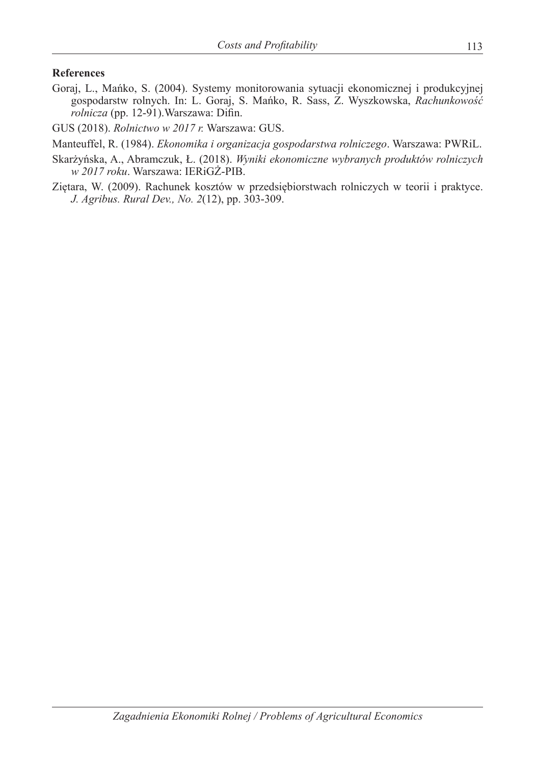**References**

Goraj, L., Mańko, S. (2004). Systemy monitorowania sytuacji ekonomicznej i produkcyjnej gospodarstw rolnych. In: L. Goraj, S. Mańko, R. Sass, Z. Wyszkowska, *Rachunkowość rolnicza* (pp. 12-91).Warszawa: Difin.

GUS (2018). *Rolnictwo w 2017 r.* Warszawa: GUS.

Manteuffel, R. (1984). *Ekonomika i organizacja gospodarstwa rolniczego*. Warszawa: PWRiL.

Skarżyńska, A., Abramczuk, Ł. (2018). *Wyniki ekonomiczne wybranych produktów rolniczych w 2017 roku*. Warszawa: IERiGŻ-PIB.

Ziętara, W. (2009). Rachunek kosztów w przedsiębiorstwach rolniczych w teorii i praktyce. *J. Agribus. Rural Dev., No. 2*(12), pp. 303-309.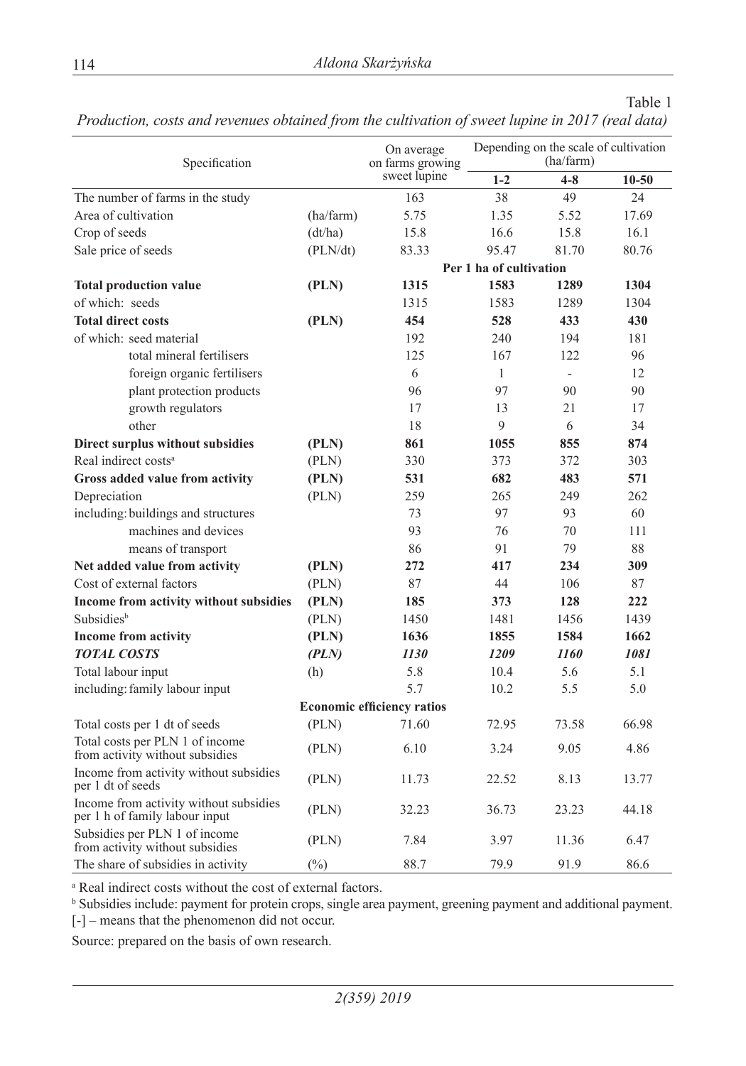Table 1

*Production, costs and revenues obtained from the cultivation of sweet lupine in 2017 (real data)*

| Specification | | On average on farms growing sweet lupine | Depending on the scale of cultivation (ha/farm) | | |
|---|---|---|---|---|---|
| | | | 1-2 | 4-8 | 10-50 |
| The number of farms in the study | | 163 | 38 | 49 | 24 |
| Area of cultivation | (ha/farm) | 5.75 | 1.35 | 5.52 | 17.69 |
| Crop of seeds | (dt/ha) | 15.8 | 16.6 | 15.8 | 16.1 |
| Sale price of seeds | (PLN/dt) | 83.33 | 95.47 | 81.70 | 80.76 |
| | | Per 1 ha of cultivation | | | |
| **Total production value** | **(PLN)** | **1315** | **1583** | **1289** | **1304** |
| of which: seeds | | 1315 | 1583 | 1289 | 1304 |
| **Total direct costs** | **(PLN)** | **454** | **528** | **433** | **430** |
| of which: seed material | | 192 | 240 | 194 | 181 |
| total mineral fertilisers | | 125 | 167 | 122 | 96 |
| foreign organic fertilisers | | 6 | 1 | - | 12 |
| plant protection products | | 96 | 97 | 90 | 90 |
| growth regulators | | 17 | 13 | 21 | 17 |
| other | | 18 | 9 | 6 | 34 |
| **Direct surplus without subsidies** | **(PLN)** | **861** | **1055** | **855** | **874** |
| Real indirect costs[a] | (PLN) | 330 | 373 | 372 | 303 |
| **Gross added value from activity** | **(PLN)** | **531** | **682** | **483** | **571** |
| Depreciation | (PLN) | 259 | 265 | 249 | 262 |
| including: buildings and structures | | 73 | 97 | 93 | 60 |
| machines and devices | | 93 | 76 | 70 | 111 |
| means of transport | | 86 | 91 | 79 | 88 |
| **Net added value from activity** | **(PLN)** | **272** | **417** | **234** | **309** |
| Cost of external factors | (PLN) | 87 | 44 | 106 | 87 |
| **Income from activity without subsidies** | **(PLN)** | **185** | **373** | **128** | **222** |
| Subsidies[b] | (PLN) | 1450 | 1481 | 1456 | 1439 |
| **Income from activity** | **(PLN)** | **1636** | **1855** | **1584** | **1662** |
| ***TOTAL COSTS*** | ***(PLN)*** | ***1130*** | ***1209*** | ***1160*** | ***1081*** |
| Total labour input | (h) | 5.8 | 10.4 | 5.6 | 5.1 |
| including: family labour input | | 5.7 | 10.2 | 5.5 | 5.0 |
| | | Economic efficiency ratios | | | |
| Total costs per 1 dt of seeds | (PLN) | 71.60 | 72.95 | 73.58 | 66.98 |
| Total costs per PLN 1 of income from activity without subsidies | (PLN) | 6.10 | 3.24 | 9.05 | 4.86 |
| Income from activity without subsidies per 1 dt of seeds | (PLN) | 11.73 | 22.52 | 8.13 | 13.77 |
| Income from activity without subsidies per 1 h of family labour input | (PLN) | 32.23 | 36.73 | 23.23 | 44.18 |
| Subsidies per PLN 1 of income from activity without subsidies | (PLN) | 7.84 | 3.97 | 11.36 | 6.47 |
| The share of subsidies in activity | (%) | 88.7 | 79.9 | 91.9 | 86.6 |

[a] Real indirect costs without the cost of external factors.

[b] Subsidies include: payment for protein crops, single area payment, greening payment and additional payment.

[-] – means that the phenomenon did not occur.

Source: prepared on the basis of own research.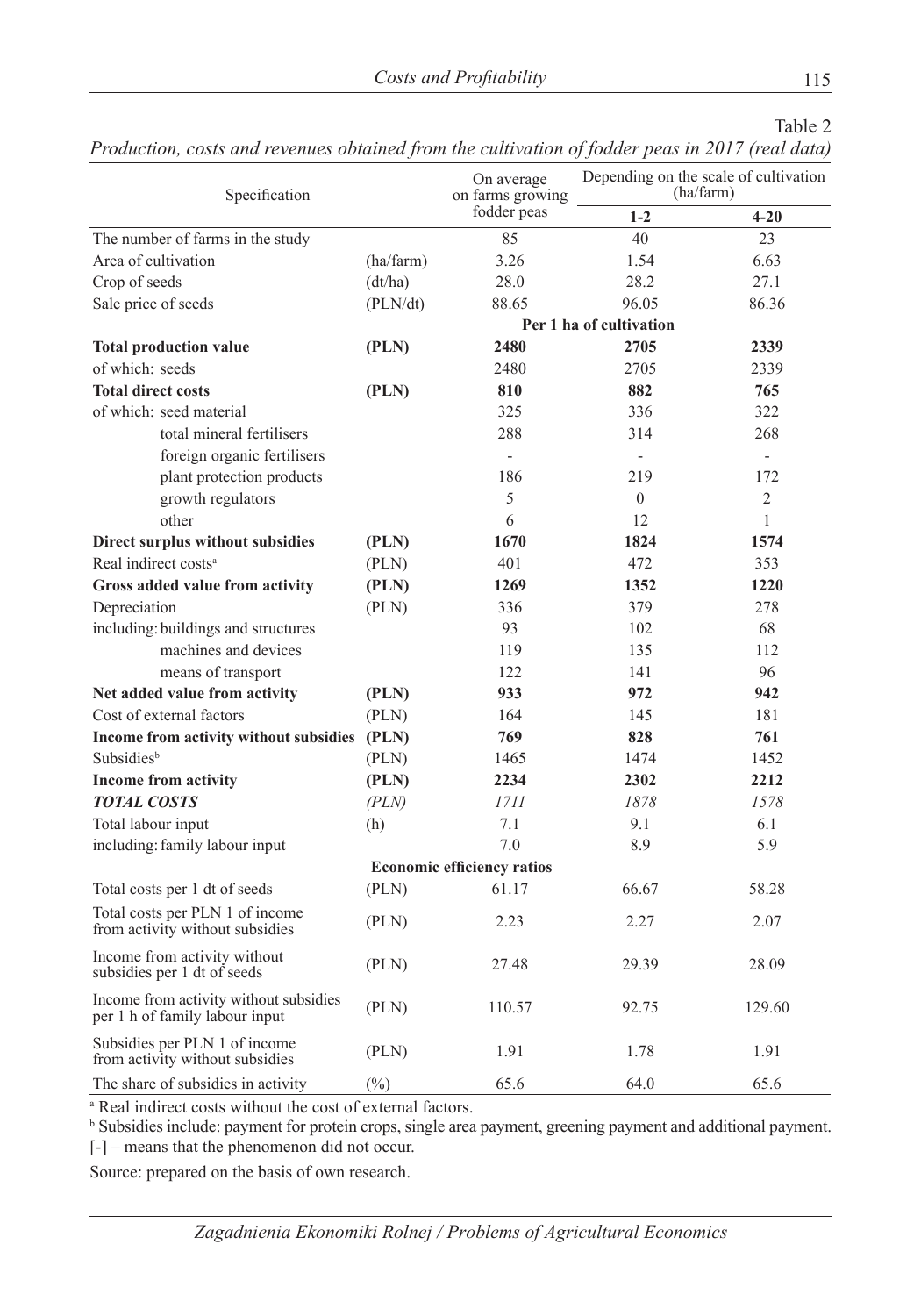Table 2

*Production, costs and revenues obtained from the cultivation of fodder peas in 2017 (real data)*

| Specification | | On average on farms growing fodder peas | Depending on the scale of cultivation (ha/farm) | |
|---|---|---|---|---|
| | | | 1-2 | 4-20 |
| The number of farms in the study | | 85 | 40 | 23 |
| Area of cultivation | (ha/farm) | 3.26 | 1.54 | 6.63 |
| Crop of seeds | (dt/ha) | 28.0 | 28.2 | 27.1 |
| Sale price of seeds | (PLN/dt) | 88.65 | 96.05 | 86.36 |
| | | Per 1 ha of cultivation | | |
| **Total production value** | **(PLN)** | **2480** | **2705** | **2339** |
| of which: seeds | | 2480 | 2705 | 2339 |
| **Total direct costs** | **(PLN)** | **810** | **882** | **765** |
| of which: seed material | | 325 | 336 | 322 |
| total mineral fertilisers | | 288 | 314 | 268 |
| foreign organic fertilisers | | - | - | - |
| plant protection products | | 186 | 219 | 172 |
| growth regulators | | 5 | 0 | 2 |
| other | | 6 | 12 | 1 |
| **Direct surplus without subsidies** | **(PLN)** | **1670** | **1824** | **1574** |
| Real indirect costs[a] | (PLN) | 401 | 472 | 353 |
| **Gross added value from activity** | **(PLN)** | **1269** | **1352** | **1220** |
| Depreciation | (PLN) | 336 | 379 | 278 |
| including: buildings and structures | | 93 | 102 | 68 |
| machines and devices | | 119 | 135 | 112 |
| means of transport | | 122 | 141 | 96 |
| **Net added value from activity** | **(PLN)** | **933** | **972** | **942** |
| Cost of external factors | (PLN) | 164 | 145 | 181 |
| **Income from activity without subsidies** | **(PLN)** | **769** | **828** | **761** |
| Subsidies[b] | (PLN) | 1465 | 1474 | 1452 |
| **Income from activity** | **(PLN)** | **2234** | **2302** | **2212** |
| ***TOTAL COSTS*** | *(PLN)* | *1711* | *1878* | *1578* |
| Total labour input | (h) | 7.1 | 9.1 | 6.1 |
| including: family labour input | | 7.0 | 8.9 | 5.9 |
| | | Economic efficiency ratios | | |
| Total costs per 1 dt of seeds | (PLN) | 61.17 | 66.67 | 58.28 |
| Total costs per PLN 1 of income from activity without subsidies | (PLN) | 2.23 | 2.27 | 2.07 |
| Income from activity without subsidies per 1 dt of seeds | (PLN) | 27.48 | 29.39 | 28.09 |
| Income from activity without subsidies per 1 h of family labour input | (PLN) | 110.57 | 92.75 | 129.60 |
| Subsidies per PLN 1 of income from activity without subsidies | (PLN) | 1.91 | 1.78 | 1.91 |
| The share of subsidies in activity | (%) | 65.6 | 64.0 | 65.6 |

[a] Real indirect costs without the cost of external factors.

[b] Subsidies include: payment for protein crops, single area payment, greening payment and additional payment.

[-] – means that the phenomenon did not occur.

Source: prepared on the basis of own research.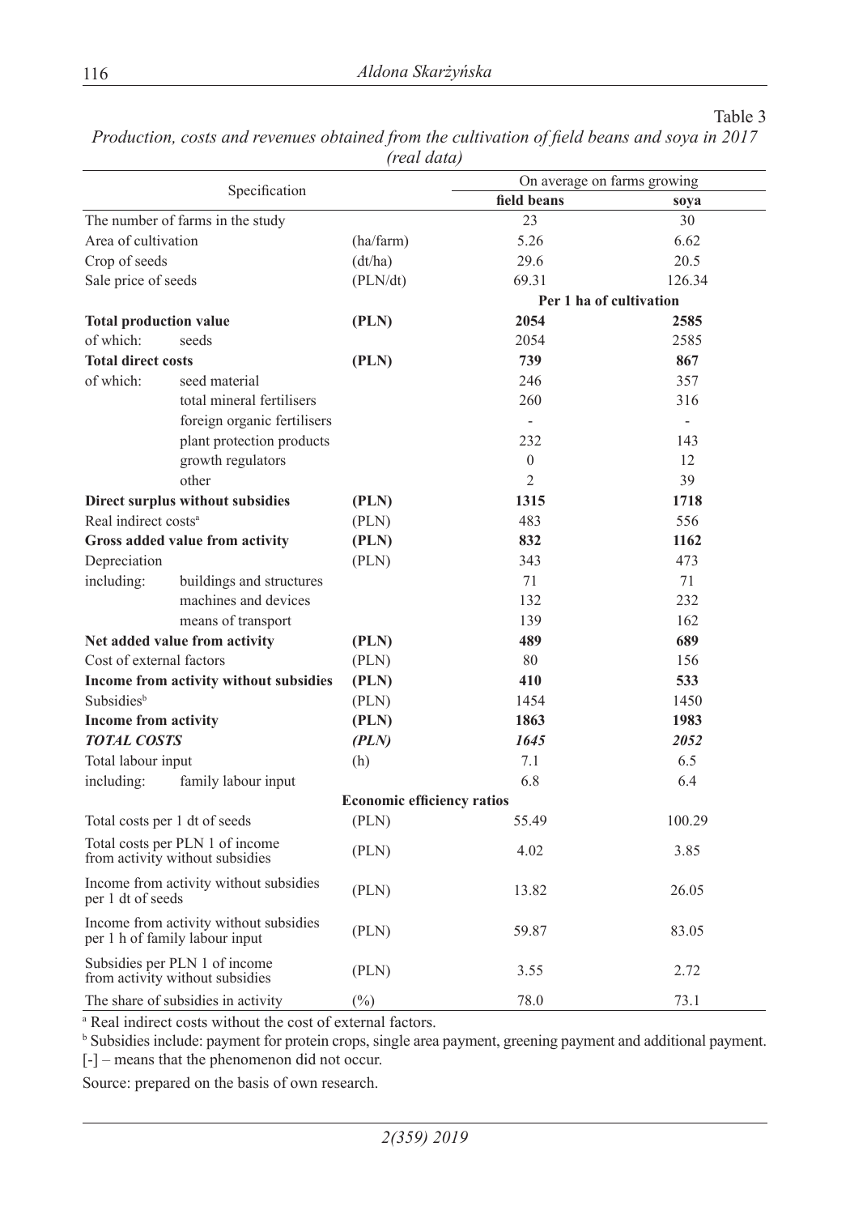Table 3

*Production, costs and revenues obtained from the cultivation of field beans and soya in 2017 (real data)*

| Specification | | | On average on farms growing | |
|---|---|---|---|---|
| | | | **field beans** | **soya** |
| The number of farms in the study | | | 23 | 30 |
| Area of cultivation | | (ha/farm) | 5.26 | 6.62 |
| Crop of seeds | | (dt/ha) | 29.6 | 20.5 |
| Sale price of seeds | | (PLN/dt) | 69.31 | 126.34 |
| | | | **Per 1 ha of cultivation** | |
| **Total production value** | | **(PLN)** | **2054** | **2585** |
| of which: | seeds | | 2054 | 2585 |
| **Total direct costs** | | **(PLN)** | **739** | **867** |
| of which: | seed material | | 246 | 357 |
| | total mineral fertilisers | | 260 | 316 |
| | foreign organic fertilisers | | - | - |
| | plant protection products | | 232 | 143 |
| | growth regulators | | 0 | 12 |
| | other | | 2 | 39 |
| **Direct surplus without subsidies** | | **(PLN)** | **1315** | **1718** |
| Real indirect costs[a] | | (PLN) | 483 | 556 |
| **Gross added value from activity** | | **(PLN)** | **832** | **1162** |
| Depreciation | | (PLN) | 343 | 473 |
| including: | buildings and structures | | 71 | 71 |
| | machines and devices | | 132 | 232 |
| | means of transport | | 139 | 162 |
| **Net added value from activity** | | **(PLN)** | **489** | **689** |
| Cost of external factors | | (PLN) | 80 | 156 |
| **Income from activity without subsidies** | | **(PLN)** | **410** | **533** |
| Subsidies[b] | | (PLN) | 1454 | 1450 |
| **Income from activity** | | **(PLN)** | **1863** | **1983** |
| ***TOTAL COSTS*** | | ***(PLN)*** | ***1645*** | ***2052*** |
| Total labour input | | (h) | 7.1 | 6.5 |
| including: | family labour input | | 6.8 | 6.4 |
| | | **Economic efficiency ratios** | | |
| Total costs per 1 dt of seeds | | (PLN) | 55.49 | 100.29 |
| Total costs per PLN 1 of income from activity without subsidies | | (PLN) | 4.02 | 3.85 |
| Income from activity without subsidies per 1 dt of seeds | | (PLN) | 13.82 | 26.05 |
| Income from activity without subsidies per 1 h of family labour input | | (PLN) | 59.87 | 83.05 |
| Subsidies per PLN 1 of income from activity without subsidies | | (PLN) | 3.55 | 2.72 |
| The share of subsidies in activity | | (%) | 78.0 | 73.1 |

[a] Real indirect costs without the cost of external factors.

[b] Subsidies include: payment for protein crops, single area payment, greening payment and additional payment.

[-] – means that the phenomenon did not occur.

Source: prepared on the basis of own research.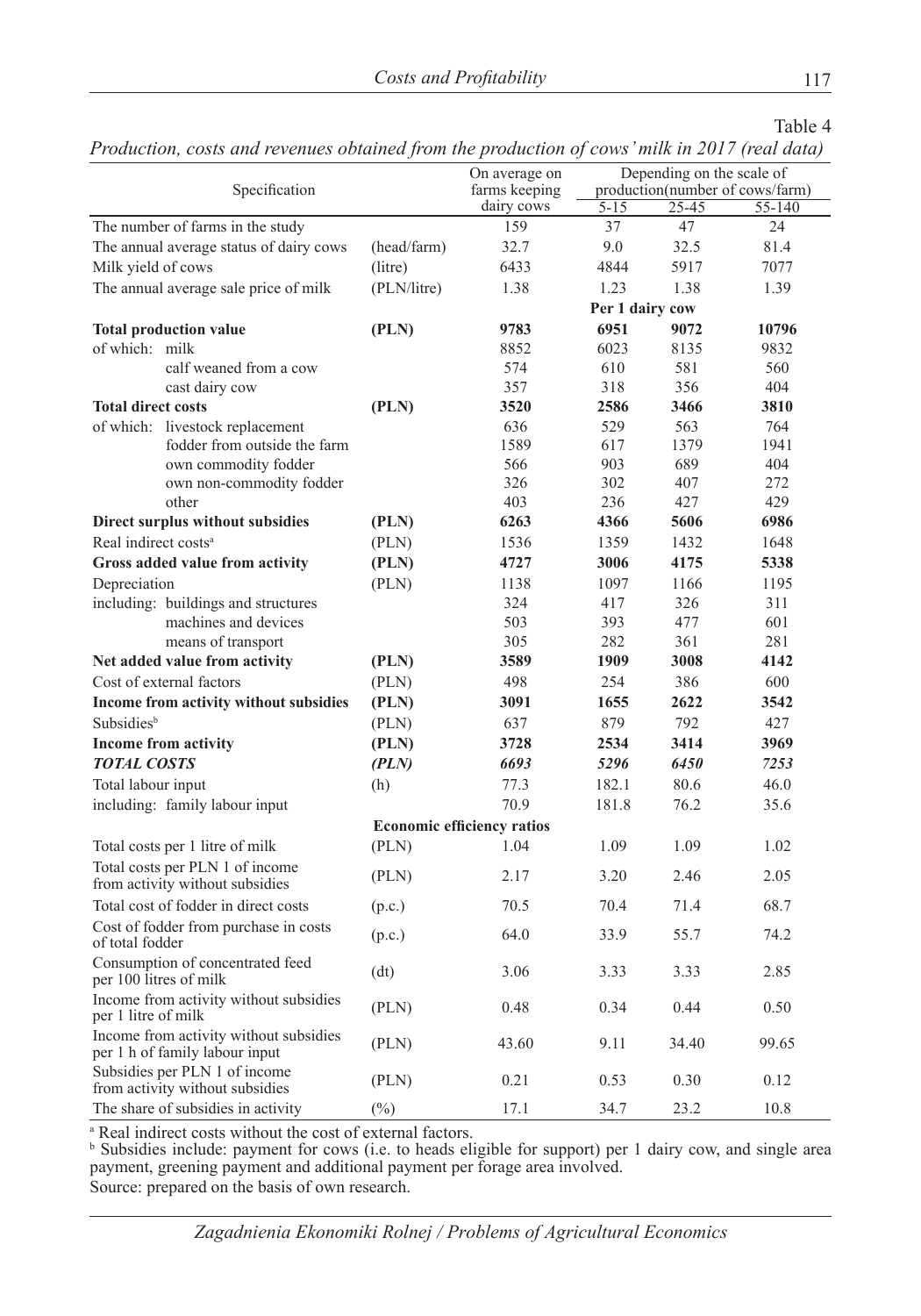Table 4

*Production, costs and revenues obtained from the production of cows' milk in 2017 (real data)*

| Specification | | On average on farms keeping dairy cows | Depending on the scale of production(number of cows/farm) | | |
|---|---|---|---|---|---|
| | | | 5-15 | 25-45 | 55-140 |
| The number of farms in the study | | 159 | 37 | 47 | 24 |
| The annual average status of dairy cows | (head/farm) | 32.7 | 9.0 | 32.5 | 81.4 |
| Milk yield of cows | (litre) | 6433 | 4844 | 5917 | 7077 |
| The annual average sale price of milk | (PLN/litre) | 1.38 | 1.23 | 1.38 | 1.39 |
| | | | Per 1 dairy cow | | |
| **Total production value** | **(PLN)** | **9783** | **6951** | **9072** | **10796** |
| of which: milk | | 8852 | 6023 | 8135 | 9832 |
| calf weaned from a cow | | 574 | 610 | 581 | 560 |
| cast dairy cow | | 357 | 318 | 356 | 404 |
| **Total direct costs** | **(PLN)** | **3520** | **2586** | **3466** | **3810** |
| of which: livestock replacement | | 636 | 529 | 563 | 764 |
| fodder from outside the farm | | 1589 | 617 | 1379 | 1941 |
| own commodity fodder | | 566 | 903 | 689 | 404 |
| own non-commodity fodder | | 326 | 302 | 407 | 272 |
| other | | 403 | 236 | 427 | 429 |
| **Direct surplus without subsidies** | **(PLN)** | **6263** | **4366** | **5606** | **6986** |
| Real indirect costs[a] | (PLN) | 1536 | 1359 | 1432 | 1648 |
| **Gross added value from activity** | **(PLN)** | **4727** | **3006** | **4175** | **5338** |
| Depreciation | (PLN) | 1138 | 1097 | 1166 | 1195 |
| including: buildings and structures | | 324 | 417 | 326 | 311 |
| machines and devices | | 503 | 393 | 477 | 601 |
| means of transport | | 305 | 282 | 361 | 281 |
| **Net added value from activity** | **(PLN)** | **3589** | **1909** | **3008** | **4142** |
| Cost of external factors | (PLN) | 498 | 254 | 386 | 600 |
| **Income from activity without subsidies** | **(PLN)** | **3091** | **1655** | **2622** | **3542** |
| Subsidies[b] | (PLN) | 637 | 879 | 792 | 427 |
| **Income from activity** | **(PLN)** | **3728** | **2534** | **3414** | **3969** |
| ***TOTAL COSTS*** | ***(PLN)*** | ***6693*** | ***5296*** | ***6450*** | ***7253*** |
| Total labour input | (h) | 77.3 | 182.1 | 80.6 | 46.0 |
| including: family labour input | | 70.9 | 181.8 | 76.2 | 35.6 |
| | | **Economic efficiency ratios** | | | |
| Total costs per 1 litre of milk | (PLN) | 1.04 | 1.09 | 1.09 | 1.02 |
| Total costs per PLN 1 of income from activity without subsidies | (PLN) | 2.17 | 3.20 | 2.46 | 2.05 |
| Total cost of fodder in direct costs | (p.c.) | 70.5 | 70.4 | 71.4 | 68.7 |
| Cost of fodder from purchase in costs of total fodder | (p.c.) | 64.0 | 33.9 | 55.7 | 74.2 |
| Consumption of concentrated feed per 100 litres of milk | (dt) | 3.06 | 3.33 | 3.33 | 2.85 |
| Income from activity without subsidies per 1 litre of milk | (PLN) | 0.48 | 0.34 | 0.44 | 0.50 |
| Income from activity without subsidies per 1 h of family labour input | (PLN) | 43.60 | 9.11 | 34.40 | 99.65 |
| Subsidies per PLN 1 of income from activity without subsidies | (PLN) | 0.21 | 0.53 | 0.30 | 0.12 |
| The share of subsidies in activity | (%) | 17.1 | 34.7 | 23.2 | 10.8 |

[a] Real indirect costs without the cost of external factors.

[b] Subsidies include: payment for cows (i.e. to heads eligible for support) per 1 dairy cow, and single area payment, greening payment and additional payment per forage area involved.

Source: prepared on the basis of own research.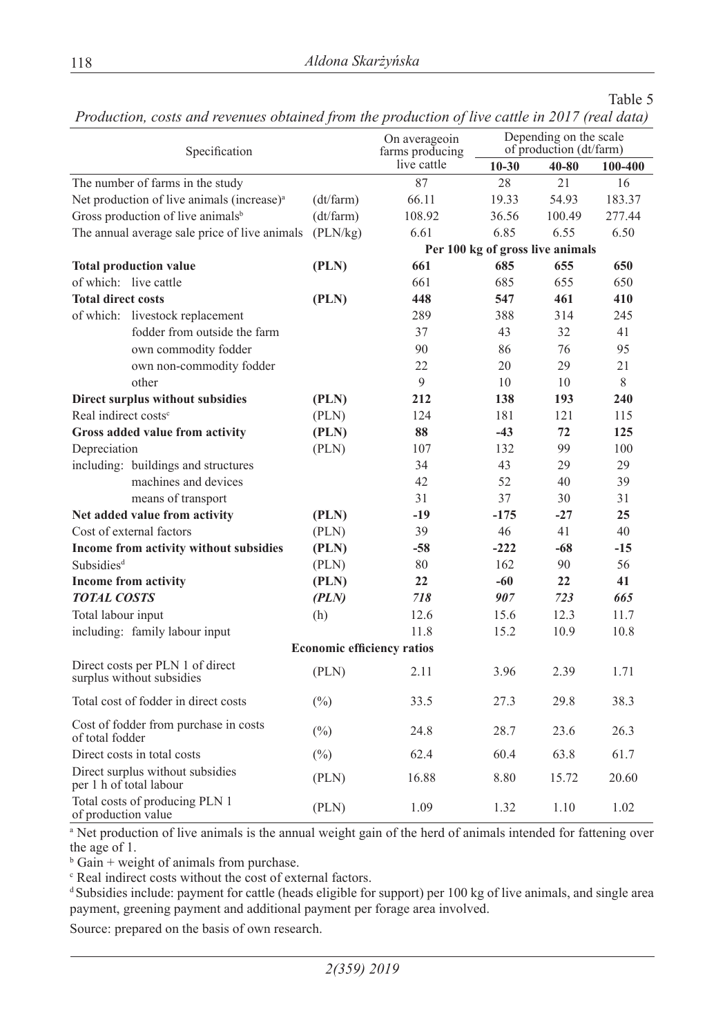Table 5

*Production, costs and revenues obtained from the production of live cattle in 2017 (real data)*

| Specification | | On averageoin farms producing live cattle | Depending on the scale of production (dt/farm) | | |
|---|---|---|---|---|---|
| | | | 10-30 | 40-80 | 100-400 |
| The number of farms in the study | | 87 | 28 | 21 | 16 |
| Net production of live animals (increase)[a] | (dt/farm) | 66.11 | 19.33 | 54.93 | 183.37 |
| Gross production of live animals[b] | (dt/farm) | 108.92 | 36.56 | 100.49 | 277.44 |
| The annual average sale price of live animals | (PLN/kg) | 6.61 | 6.85 | 6.55 | 6.50 |
| | | **Per 100 kg of gross live animals** | | | |
| **Total production value** | **(PLN)** | **661** | **685** | **655** | **650** |
| of which: live cattle | | 661 | 685 | 655 | 650 |
| **Total direct costs** | **(PLN)** | **448** | **547** | **461** | **410** |
| of which: livestock replacement | | 289 | 388 | 314 | 245 |
| fodder from outside the farm | | 37 | 43 | 32 | 41 |
| own commodity fodder | | 90 | 86 | 76 | 95 |
| own non-commodity fodder | | 22 | 20 | 29 | 21 |
| other | | 9 | 10 | 10 | 8 |
| **Direct surplus without subsidies** | **(PLN)** | **212** | **138** | **193** | **240** |
| Real indirect costs[c] | (PLN) | 124 | 181 | 121 | 115 |
| **Gross added value from activity** | **(PLN)** | **88** | **-43** | **72** | **125** |
| Depreciation | (PLN) | 107 | 132 | 99 | 100 |
| including: buildings and structures | | 34 | 43 | 29 | 29 |
| machines and devices | | 42 | 52 | 40 | 39 |
| means of transport | | 31 | 37 | 30 | 31 |
| **Net added value from activity** | **(PLN)** | **-19** | **-175** | **-27** | **25** |
| Cost of external factors | (PLN) | 39 | 46 | 41 | 40 |
| **Income from activity without subsidies** | **(PLN)** | **-58** | **-222** | **-68** | **-15** |
| Subsidies[d] | (PLN) | 80 | 162 | 90 | 56 |
| **Income from activity** | **(PLN)** | **22** | **-60** | **22** | **41** |
| ***TOTAL COSTS*** | ***(PLN)*** | ***718*** | ***907*** | ***723*** | ***665*** |
| Total labour input | (h) | 12.6 | 15.6 | 12.3 | 11.7 |
| including: family labour input | | 11.8 | 15.2 | 10.9 | 10.8 |
| | **Economic efficiency ratios** | | | | |
| Direct costs per PLN 1 of direct surplus without subsidies | (PLN) | 2.11 | 3.96 | 2.39 | 1.71 |
| Total cost of fodder in direct costs | (%) | 33.5 | 27.3 | 29.8 | 38.3 |
| Cost of fodder from purchase in costs of total fodder | (%) | 24.8 | 28.7 | 23.6 | 26.3 |
| Direct costs in total costs | (%) | 62.4 | 60.4 | 63.8 | 61.7 |
| Direct surplus without subsidies per 1 h of total labour | (PLN) | 16.88 | 8.80 | 15.72 | 20.60 |
| Total costs of producing PLN 1 of production value | (PLN) | 1.09 | 1.32 | 1.10 | 1.02 |

[a] Net production of live animals is the annual weight gain of the herd of animals intended for fattening over the age of 1.

[b] Gain + weight of animals from purchase.

[c] Real indirect costs without the cost of external factors.

[d] Subsidies include: payment for cattle (heads eligible for support) per 100 kg of live animals, and single area payment, greening payment and additional payment per forage area involved.

Source: prepared on the basis of own research.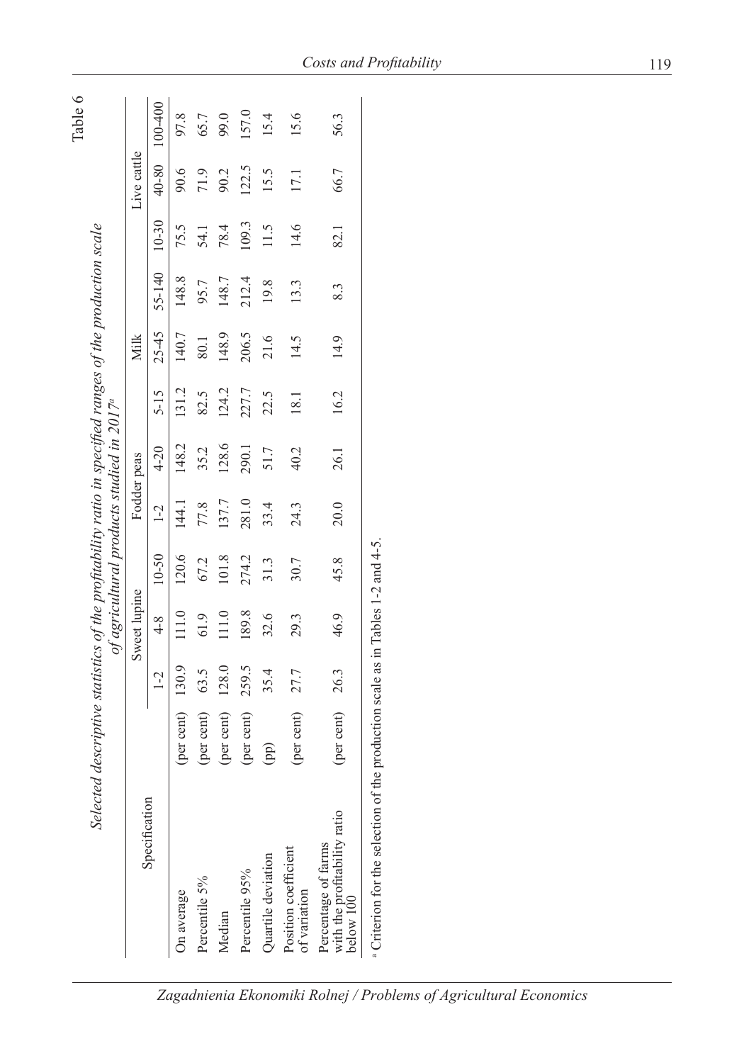Table 6

*Selected descriptive statistics of the profitability ratio in specified ranges of the production scale of agricultural products studied in 2017*[a]

| Specification | | Sweet lupine | | | Fodder peas | | Milk | | | Live cattle | | |
|---|---|---|---|---|---|---|---|---|---|---|---|---|
| | | 1-2 | 4-8 | 10-50 | 1-2 | 4-20 | 5-15 | 25-45 | 55-140 | 10-30 | 40-80 | 100-400 |
| On average | (per cent) | 130.9 | 111.0 | 120.6 | 144.1 | 148.2 | 131.2 | 140.7 | 148.8 | 75.5 | 90.6 | 97.8 |
| Percentile 5% | (per cent) | 63.5 | 61.9 | 67.2 | 77.8 | 35.2 | 82.5 | 80.1 | 95.7 | 54.1 | 71.9 | 65.7 |
| Median | (per cent) | 128.0 | 111.0 | 101.8 | 137.7 | 128.6 | 124.2 | 148.9 | 148.7 | 78.4 | 90.2 | 99.0 |
| Percentile 95% | (per cent) | 259.5 | 189.8 | 274.2 | 281.0 | 290.1 | 227.7 | 206.5 | 212.4 | 109.3 | 122.5 | 157.0 |
| Quartile deviation | (pp) | 35.4 | 32.6 | 31.3 | 33.4 | 51.7 | 22.5 | 21.6 | 19.8 | 11.5 | 15.5 | 15.4 |
| Position coefficient of variation | (per cent) | 27.7 | 29.3 | 30.7 | 24.3 | 40.2 | 18.1 | 14.5 | 13.3 | 14.6 | 17.1 | 15.6 |
| Percentage of farms with the profitability ratio below 100 | (per cent) | 26.3 | 46.9 | 45.8 | 20.0 | 26.1 | 16.2 | 14.9 | 8.3 | 82.1 | 66.7 | 56.3 |

[a] Criterion for the selection of the production scale as in Tables 1-2 and 4-5.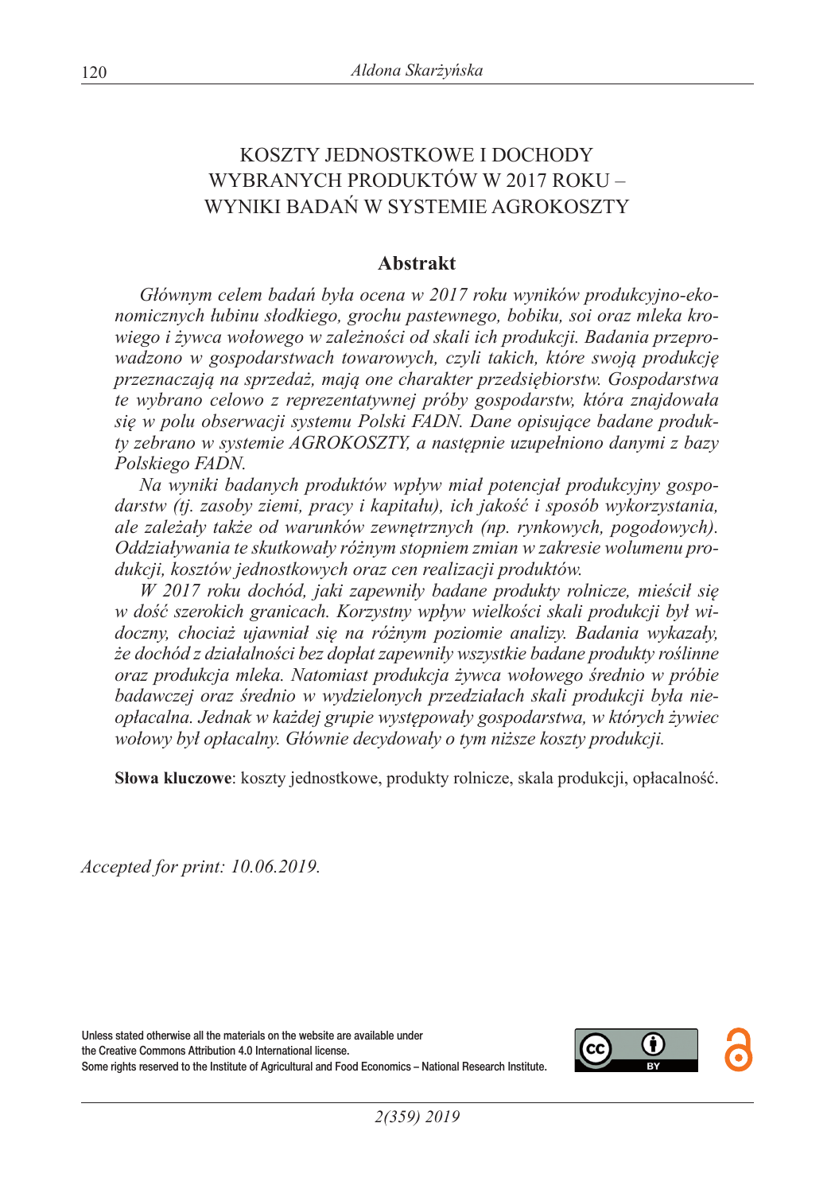## KOSZTY JEDNOSTKOWE I DOCHODY WYBRANYCH PRODUKTÓW W 2017 ROKU – WYNIKI BADAŃ W SYSTEMIE AGROKOSZTY

### Abstrakt

*Głównym celem badań była ocena w 2017 roku wyników produkcyjno-ekonomicznych łubinu słodkiego, grochu pastewnego, bobiku, soi oraz mleka krowiego i żywca wołowego w zależności od skali ich produkcji. Badania przeprowadzono w gospodarstwach towarowych, czyli takich, które swoją produkcję przeznaczają na sprzedaż, mają one charakter przedsiębiorstw. Gospodarstwa te wybrano celowo z reprezentatywnej próby gospodarstw, która znajdowała się w polu obserwacji systemu Polski FADN. Dane opisujące badane produkty zebrano w systemie AGROKOSZTY, a następnie uzupełniono danymi z bazy Polskiego FADN.*

*Na wyniki badanych produktów wpływ miał potencjał produkcyjny gospodarstw (tj. zasoby ziemi, pracy i kapitału), ich jakość i sposób wykorzystania, ale zależały także od warunków zewnętrznych (np. rynkowych, pogodowych). Oddziaływania te skutkowały różnym stopniem zmian w zakresie wolumenu produkcji, kosztów jednostkowych oraz cen realizacji produktów.*

*W 2017 roku dochód, jaki zapewniły badane produkty rolnicze, mieścił się w dość szerokich granicach. Korzystny wpływ wielkości skali produkcji był widoczny, chociaż ujawniał się na różnym poziomie analizy. Badania wykazały, że dochód z działalności bez dopłat zapewniły wszystkie badane produkty roślinne oraz produkcja mleka. Natomiast produkcja żywca wołowego średnio w próbie badawczej oraz średnio w wydzielonych przedziałach skali produkcji była nieopłacalna. Jednak w każdej grupie występowały gospodarstwa, w których żywiec wołowy był opłacalny. Głównie decydowały o tym niższe koszty produkcji.*

**Słowa kluczowe**: koszty jednostkowe, produkty rolnicze, skala produkcji, opłacalność.

*Accepted for print: 10.06.2019.*

Unless stated otherwise all the materials on the website are available under the Creative Commons Attribution 4.0 International license.
Some rights reserved to the Institute of Agricultural and Food Economics – National Research Institute.